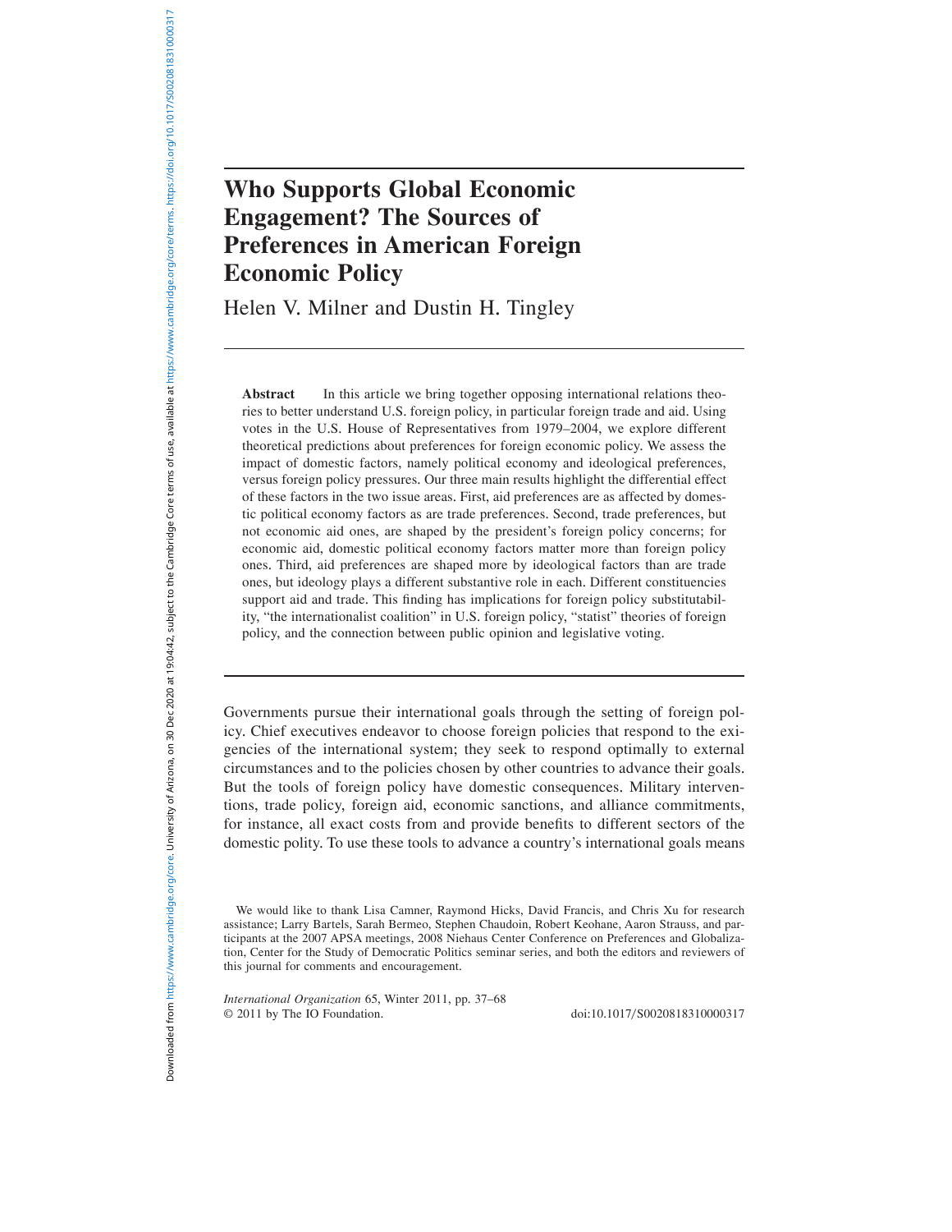# Who Supports Global Economic Engagement? The Sources of Preferences in American Foreign Economic Policy

Helen V. Milner and Dustin H. Tingley

**Abstract** In this article we bring together opposing international relations theories to better understand U.S. foreign policy, in particular foreign trade and aid. Using votes in the U.S. House of Representatives from 1979–2004, we explore different theoretical predictions about preferences for foreign economic policy. We assess the impact of domestic factors, namely political economy and ideological preferences, versus foreign policy pressures. Our three main results highlight the differential effect of these factors in the two issue areas. First, aid preferences are as affected by domestic political economy factors as are trade preferences. Second, trade preferences, but not economic aid ones, are shaped by the president's foreign policy concerns; for economic aid, domestic political economy factors matter more than foreign policy ones. Third, aid preferences are shaped more by ideological factors than are trade ones, but ideology plays a different substantive role in each. Different constituencies support aid and trade. This finding has implications for foreign policy substitutability, "the internationalist coalition" in U.S. foreign policy, "statist" theories of foreign policy, and the connection between public opinion and legislative voting.

Governments pursue their international goals through the setting of foreign policy. Chief executives endeavor to choose foreign policies that respond to the exigencies of the international system; they seek to respond optimally to external circumstances and to the policies chosen by other countries to advance their goals. But the tools of foreign policy have domestic consequences. Military interventions, trade policy, foreign aid, economic sanctions, and alliance commitments, for instance, all exact costs from and provide benefits to different sectors of the domestic polity. To use these tools to advance a country's international goals means

We would like to thank Lisa Camner, Raymond Hicks, David Francis, and Chris Xu for research assistance; Larry Bartels, Sarah Bermeo, Stephen Chaudoin, Robert Keohane, Aaron Strauss, and participants at the 2007 APSA meetings, 2008 Niehaus Center Conference on Preferences and Globalization, Center for the Study of Democratic Politics seminar series, and both the editors and reviewers of this journal for comments and encouragement.

*International Organization* 65, Winter 2011, pp. 37–68
© 2011 by The IO Foundation. doi:10.1017/S0020818310000317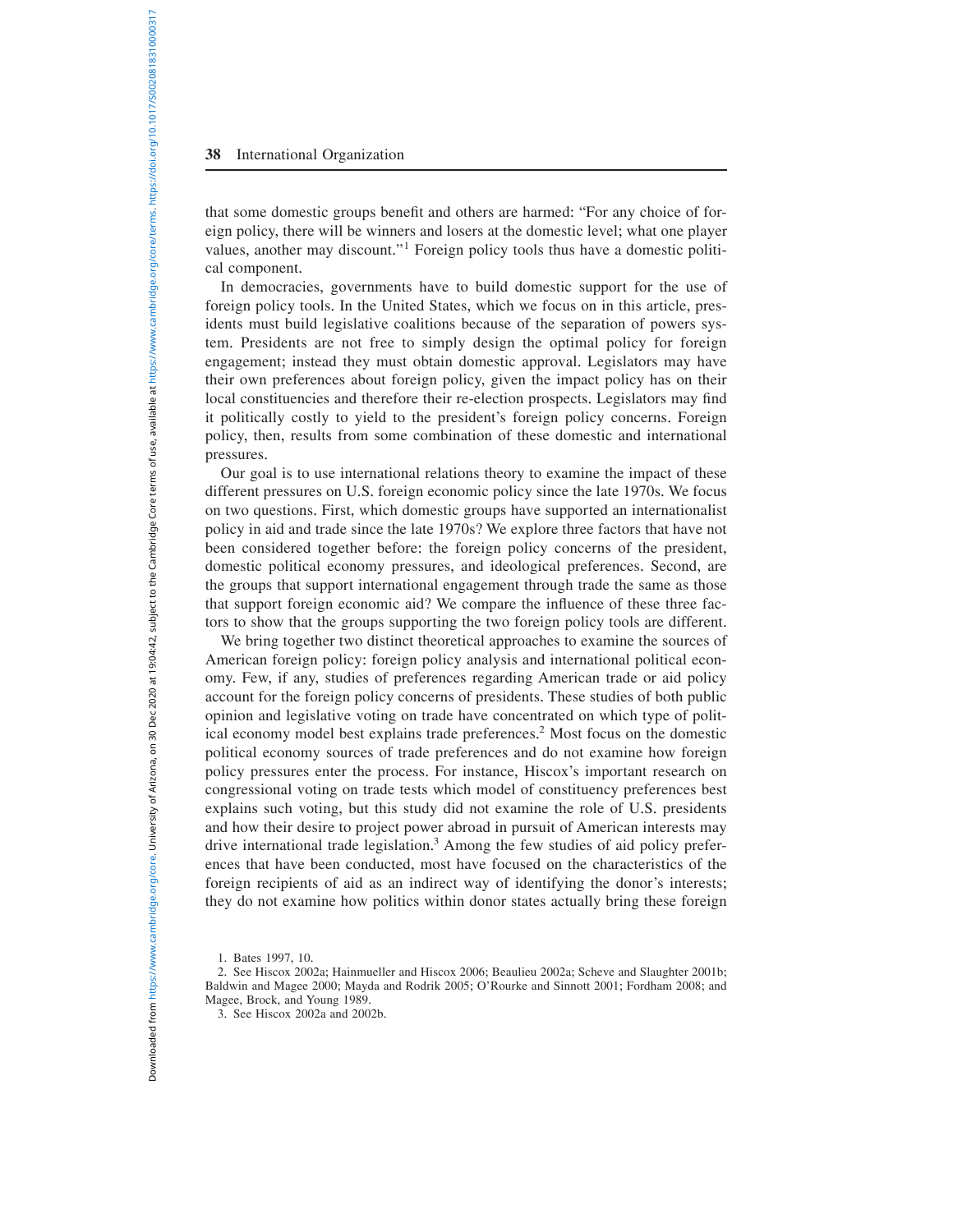that some domestic groups benefit and others are harmed: "For any choice of foreign policy, there will be winners and losers at the domestic level; what one player values, another may discount."[1] Foreign policy tools thus have a domestic political component.

In democracies, governments have to build domestic support for the use of foreign policy tools. In the United States, which we focus on in this article, presidents must build legislative coalitions because of the separation of powers system. Presidents are not free to simply design the optimal policy for foreign engagement; instead they must obtain domestic approval. Legislators may have their own preferences about foreign policy, given the impact policy has on their local constituencies and therefore their re-election prospects. Legislators may find it politically costly to yield to the president's foreign policy concerns. Foreign policy, then, results from some combination of these domestic and international pressures.

Our goal is to use international relations theory to examine the impact of these different pressures on U.S. foreign economic policy since the late 1970s. We focus on two questions. First, which domestic groups have supported an internationalist policy in aid and trade since the late 1970s? We explore three factors that have not been considered together before: the foreign policy concerns of the president, domestic political economy pressures, and ideological preferences. Second, are the groups that support international engagement through trade the same as those that support foreign economic aid? We compare the influence of these three factors to show that the groups supporting the two foreign policy tools are different.

We bring together two distinct theoretical approaches to examine the sources of American foreign policy: foreign policy analysis and international political economy. Few, if any, studies of preferences regarding American trade or aid policy account for the foreign policy concerns of presidents. These studies of both public opinion and legislative voting on trade have concentrated on which type of political economy model best explains trade preferences.[2] Most focus on the domestic political economy sources of trade preferences and do not examine how foreign policy pressures enter the process. For instance, Hiscox's important research on congressional voting on trade tests which model of constituency preferences best explains such voting, but this study did not examine the role of U.S. presidents and how their desire to project power abroad in pursuit of American interests may drive international trade legislation.[3] Among the few studies of aid policy preferences that have been conducted, most have focused on the characteristics of the foreign recipients of aid as an indirect way of identifying the donor's interests; they do not examine how politics within donor states actually bring these foreign

1. Bates 1997, 10.

2. See Hiscox 2002a; Hainmueller and Hiscox 2006; Beaulieu 2002a; Scheve and Slaughter 2001b; Baldwin and Magee 2000; Mayda and Rodrik 2005; O'Rourke and Sinnott 2001; Fordham 2008; and Magee, Brock, and Young 1989.

3. See Hiscox 2002a and 2002b.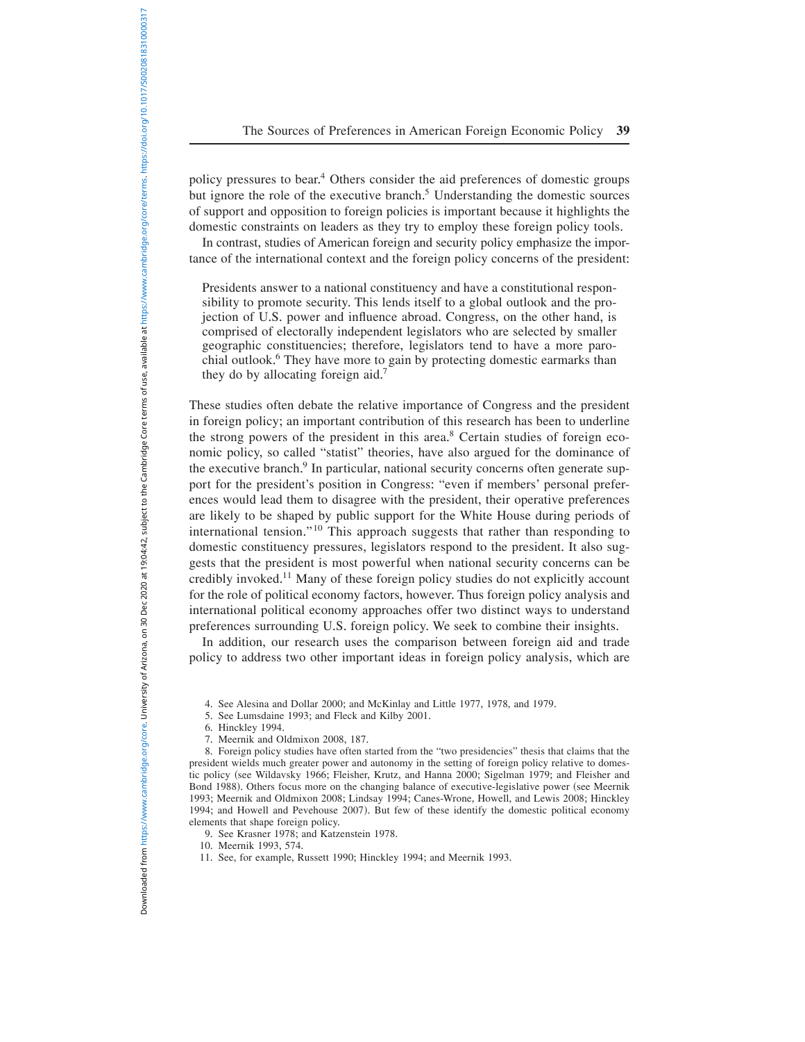policy pressures to bear.[4] Others consider the aid preferences of domestic groups but ignore the role of the executive branch.[5] Understanding the domestic sources of support and opposition to foreign policies is important because it highlights the domestic constraints on leaders as they try to employ these foreign policy tools.

In contrast, studies of American foreign and security policy emphasize the importance of the international context and the foreign policy concerns of the president:

> Presidents answer to a national constituency and have a constitutional responsibility to promote security. This lends itself to a global outlook and the projection of U.S. power and influence abroad. Congress, on the other hand, is comprised of electorally independent legislators who are selected by smaller geographic constituencies; therefore, legislators tend to have a more parochial outlook.[6] They have more to gain by protecting domestic earmarks than they do by allocating foreign aid.[7]

These studies often debate the relative importance of Congress and the president in foreign policy; an important contribution of this research has been to underline the strong powers of the president in this area.[8] Certain studies of foreign economic policy, so called "statist" theories, have also argued for the dominance of the executive branch.[9] In particular, national security concerns often generate support for the president's position in Congress: "even if members' personal preferences would lead them to disagree with the president, their operative preferences are likely to be shaped by public support for the White House during periods of international tension."[10] This approach suggests that rather than responding to domestic constituency pressures, legislators respond to the president. It also suggests that the president is most powerful when national security concerns can be credibly invoked.[11] Many of these foreign policy studies do not explicitly account for the role of political economy factors, however. Thus foreign policy analysis and international political economy approaches offer two distinct ways to understand preferences surrounding U.S. foreign policy. We seek to combine their insights.

In addition, our research uses the comparison between foreign aid and trade policy to address two other important ideas in foreign policy analysis, which are

4. See Alesina and Dollar 2000; and McKinlay and Little 1977, 1978, and 1979.

5. See Lumsdaine 1993; and Fleck and Kilby 2001.

6. Hinckley 1994.

7. Meernik and Oldmixon 2008, 187.

8. Foreign policy studies have often started from the "two presidencies" thesis that claims that the president wields much greater power and autonomy in the setting of foreign policy relative to domestic policy (see Wildavsky 1966; Fleisher, Krutz, and Hanna 2000; Sigelman 1979; and Fleisher and Bond 1988). Others focus more on the changing balance of executive-legislative power (see Meernik 1993; Meernik and Oldmixon 2008; Lindsay 1994; Canes-Wrone, Howell, and Lewis 2008; Hinckley 1994; and Howell and Pevehouse 2007). But few of these identify the domestic political economy elements that shape foreign policy.

9. See Krasner 1978; and Katzenstein 1978.

10. Meernik 1993, 574.

11. See, for example, Russett 1990; Hinckley 1994; and Meernik 1993.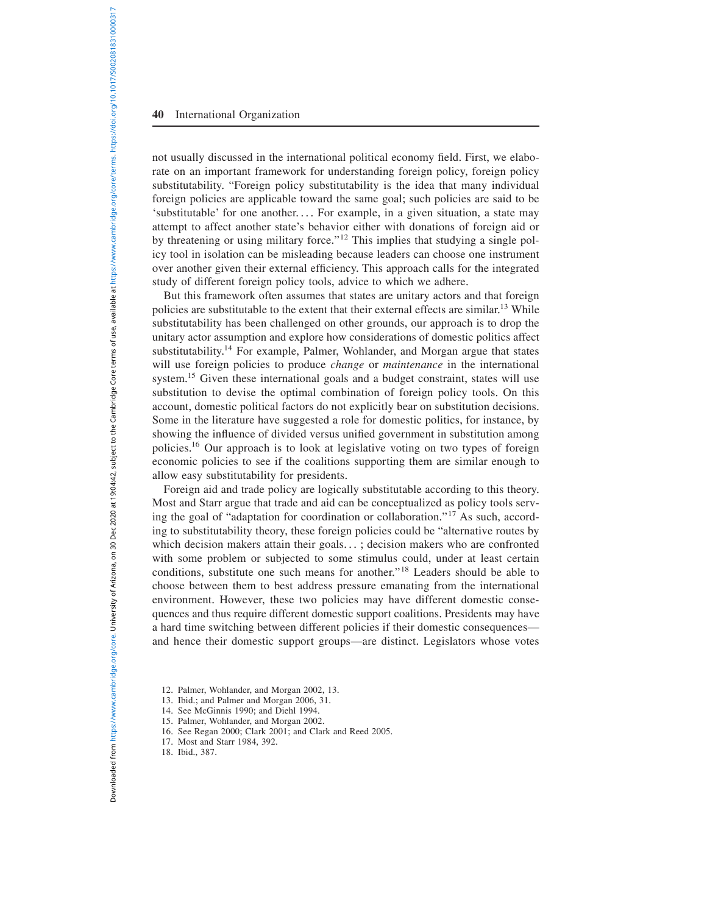not usually discussed in the international political economy field. First, we elaborate on an important framework for understanding foreign policy, foreign policy substitutability. "Foreign policy substitutability is the idea that many individual foreign policies are applicable toward the same goal; such policies are said to be 'substitutable' for one another. . . . For example, in a given situation, a state may attempt to affect another state's behavior either with donations of foreign aid or by threatening or using military force."[12] This implies that studying a single policy tool in isolation can be misleading because leaders can choose one instrument over another given their external efficiency. This approach calls for the integrated study of different foreign policy tools, advice to which we adhere.

But this framework often assumes that states are unitary actors and that foreign policies are substitutable to the extent that their external effects are similar.[13] While substitutability has been challenged on other grounds, our approach is to drop the unitary actor assumption and explore how considerations of domestic politics affect substitutability.[14] For example, Palmer, Wohlander, and Morgan argue that states will use foreign policies to produce *change* or *maintenance* in the international system.[15] Given these international goals and a budget constraint, states will use substitution to devise the optimal combination of foreign policy tools. On this account, domestic political factors do not explicitly bear on substitution decisions. Some in the literature have suggested a role for domestic politics, for instance, by showing the influence of divided versus unified government in substitution among policies.[16] Our approach is to look at legislative voting on two types of foreign economic policies to see if the coalitions supporting them are similar enough to allow easy substitutability for presidents.

Foreign aid and trade policy are logically substitutable according to this theory. Most and Starr argue that trade and aid can be conceptualized as policy tools serving the goal of "adaptation for coordination or collaboration."[17] As such, according to substitutability theory, these foreign policies could be "alternative routes by which decision makers attain their goals. . . ; decision makers who are confronted with some problem or subjected to some stimulus could, under at least certain conditions, substitute one such means for another."[18] Leaders should be able to choose between them to best address pressure emanating from the international environment. However, these two policies may have different domestic consequences and thus require different domestic support coalitions. Presidents may have a hard time switching between different policies if their domestic consequences—and hence their domestic support groups—are distinct. Legislators whose votes

12. Palmer, Wohlander, and Morgan 2002, 13.
13. Ibid.; and Palmer and Morgan 2006, 31.
14. See McGinnis 1990; and Diehl 1994.
15. Palmer, Wohlander, and Morgan 2002.
16. See Regan 2000; Clark 2001; and Clark and Reed 2005.
17. Most and Starr 1984, 392.
18. Ibid., 387.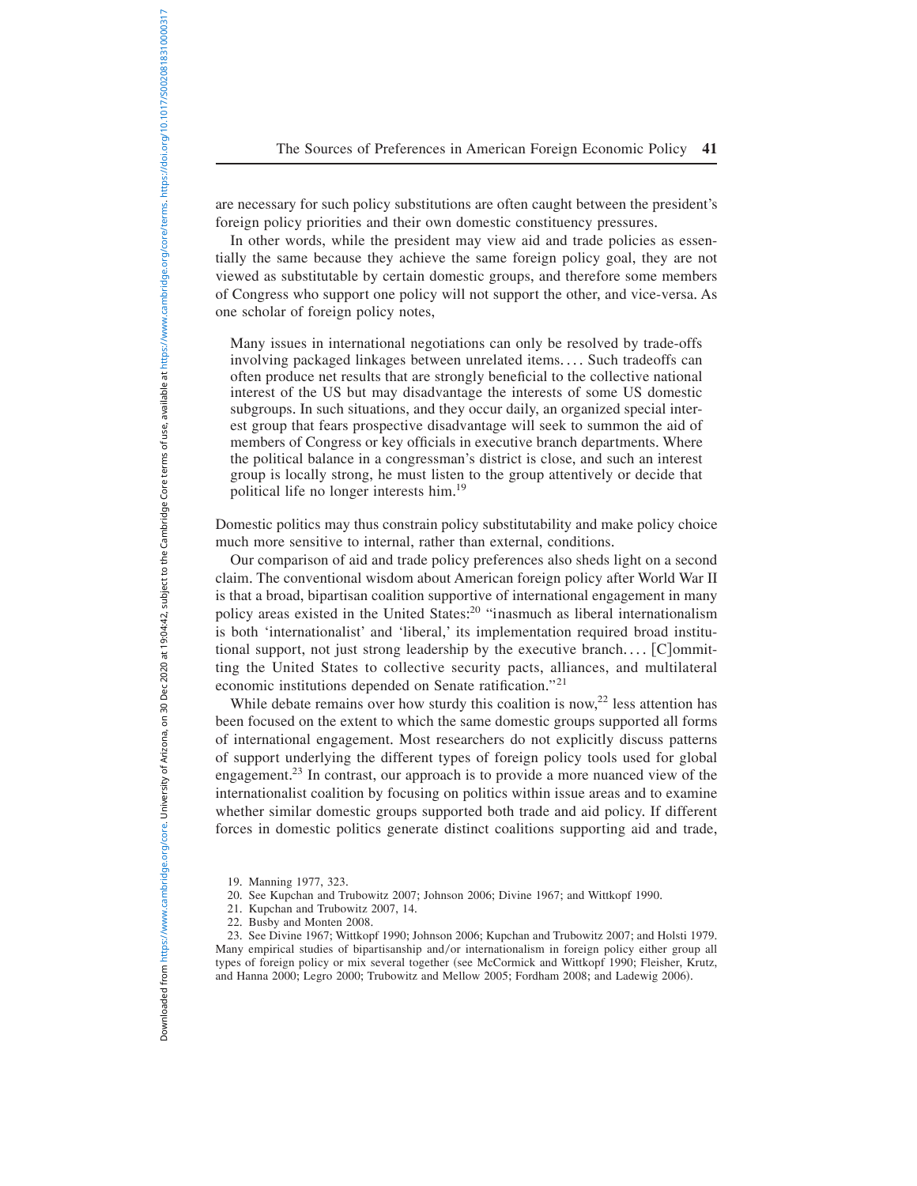are necessary for such policy substitutions are often caught between the president's foreign policy priorities and their own domestic constituency pressures.

In other words, while the president may view aid and trade policies as essentially the same because they achieve the same foreign policy goal, they are not viewed as substitutable by certain domestic groups, and therefore some members of Congress who support one policy will not support the other, and vice-versa. As one scholar of foreign policy notes,

> Many issues in international negotiations can only be resolved by trade-offs involving packaged linkages between unrelated items.... Such tradeoffs can often produce net results that are strongly beneficial to the collective national interest of the US but may disadvantage the interests of some US domestic subgroups. In such situations, and they occur daily, an organized special interest group that fears prospective disadvantage will seek to summon the aid of members of Congress or key officials in executive branch departments. Where the political balance in a congressman's district is close, and such an interest group is locally strong, he must listen to the group attentively or decide that political life no longer interests him.[19]

Domestic politics may thus constrain policy substitutability and make policy choice much more sensitive to internal, rather than external, conditions.

Our comparison of aid and trade policy preferences also sheds light on a second claim. The conventional wisdom about American foreign policy after World War II is that a broad, bipartisan coalition supportive of international engagement in many policy areas existed in the United States:[20] "inasmuch as liberal internationalism is both 'internationalist' and 'liberal,' its implementation required broad institutional support, not just strong leadership by the executive branch.... [C]ommitting the United States to collective security pacts, alliances, and multilateral economic institutions depended on Senate ratification."[21]

While debate remains over how sturdy this coalition is now,[22] less attention has been focused on the extent to which the same domestic groups supported all forms of international engagement. Most researchers do not explicitly discuss patterns of support underlying the different types of foreign policy tools used for global engagement.[23] In contrast, our approach is to provide a more nuanced view of the internationalist coalition by focusing on politics within issue areas and to examine whether similar domestic groups supported both trade and aid policy. If different forces in domestic politics generate distinct coalitions supporting aid and trade,

19. Manning 1977, 323.

20. See Kupchan and Trubowitz 2007; Johnson 2006; Divine 1967; and Wittkopf 1990.

21. Kupchan and Trubowitz 2007, 14.

22. Busby and Monten 2008.

23. See Divine 1967; Wittkopf 1990; Johnson 2006; Kupchan and Trubowitz 2007; and Holsti 1979. Many empirical studies of bipartisanship and/or internationalism in foreign policy either group all types of foreign policy or mix several together (see McCormick and Wittkopf 1990; Fleisher, Krutz, and Hanna 2000; Legro 2000; Trubowitz and Mellow 2005; Fordham 2008; and Ladewig 2006).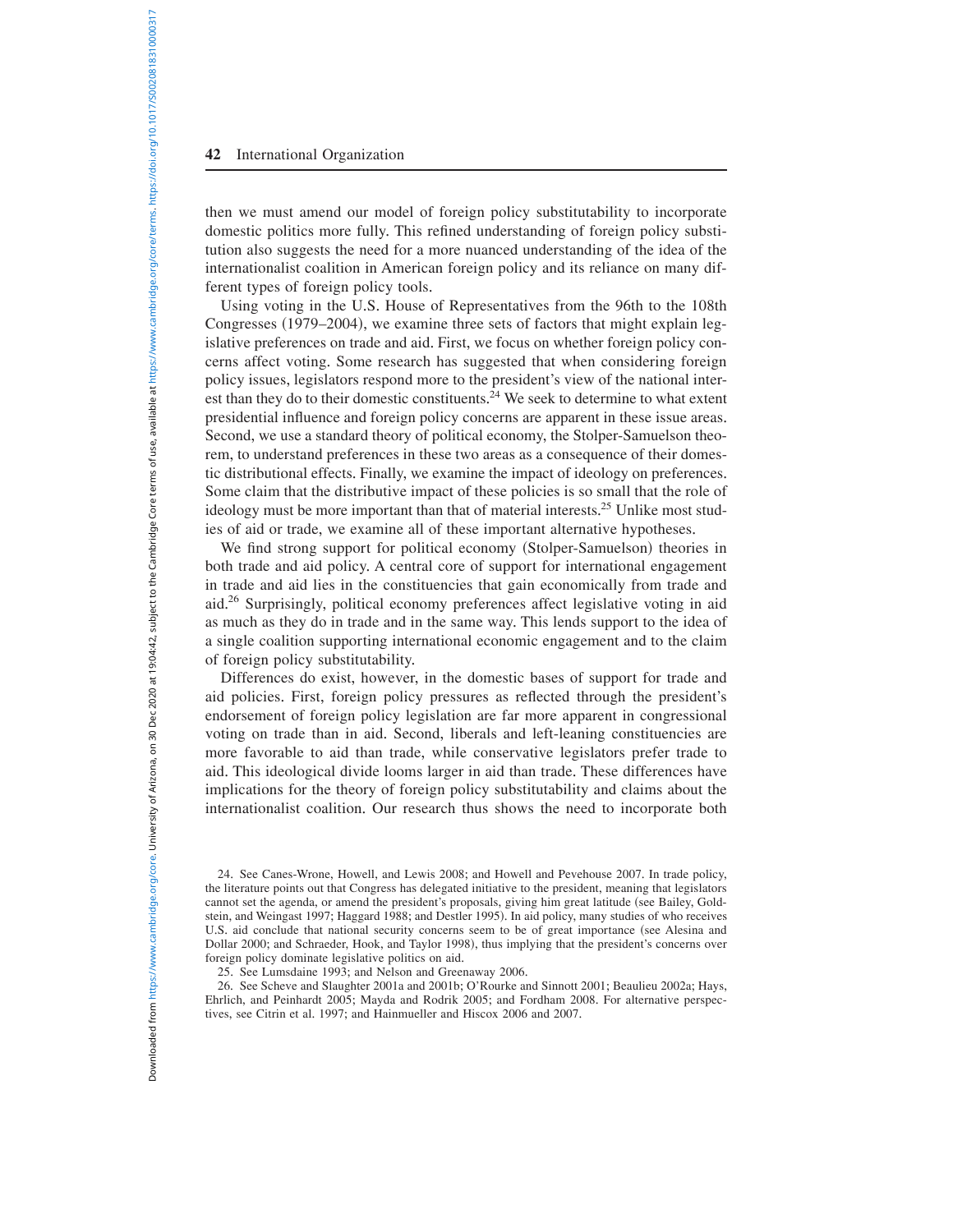then we must amend our model of foreign policy substitutability to incorporate domestic politics more fully. This refined understanding of foreign policy substitution also suggests the need for a more nuanced understanding of the idea of the internationalist coalition in American foreign policy and its reliance on many different types of foreign policy tools.

Using voting in the U.S. House of Representatives from the 96th to the 108th Congresses (1979–2004), we examine three sets of factors that might explain legislative preferences on trade and aid. First, we focus on whether foreign policy concerns affect voting. Some research has suggested that when considering foreign policy issues, legislators respond more to the president's view of the national interest than they do to their domestic constituents.[24] We seek to determine to what extent presidential influence and foreign policy concerns are apparent in these issue areas. Second, we use a standard theory of political economy, the Stolper-Samuelson theorem, to understand preferences in these two areas as a consequence of their domestic distributional effects. Finally, we examine the impact of ideology on preferences. Some claim that the distributive impact of these policies is so small that the role of ideology must be more important than that of material interests.[25] Unlike most studies of aid or trade, we examine all of these important alternative hypotheses.

We find strong support for political economy (Stolper-Samuelson) theories in both trade and aid policy. A central core of support for international engagement in trade and aid lies in the constituencies that gain economically from trade and aid.[26] Surprisingly, political economy preferences affect legislative voting in aid as much as they do in trade and in the same way. This lends support to the idea of a single coalition supporting international economic engagement and to the claim of foreign policy substitutability.

Differences do exist, however, in the domestic bases of support for trade and aid policies. First, foreign policy pressures as reflected through the president's endorsement of foreign policy legislation are far more apparent in congressional voting on trade than in aid. Second, liberals and left-leaning constituencies are more favorable to aid than trade, while conservative legislators prefer trade to aid. This ideological divide looms larger in aid than trade. These differences have implications for the theory of foreign policy substitutability and claims about the internationalist coalition. Our research thus shows the need to incorporate both

24. See Canes-Wrone, Howell, and Lewis 2008; and Howell and Pevehouse 2007. In trade policy, the literature points out that Congress has delegated initiative to the president, meaning that legislators cannot set the agenda, or amend the president's proposals, giving him great latitude (see Bailey, Goldstein, and Weingast 1997; Haggard 1988; and Destler 1995). In aid policy, many studies of who receives U.S. aid conclude that national security concerns seem to be of great importance (see Alesina and Dollar 2000; and Schraeder, Hook, and Taylor 1998), thus implying that the president's concerns over foreign policy dominate legislative politics on aid.

25. See Lumsdaine 1993; and Nelson and Greenaway 2006.

26. See Scheve and Slaughter 2001a and 2001b; O'Rourke and Sinnott 2001; Beaulieu 2002a; Hays, Ehrlich, and Peinhardt 2005; Mayda and Rodrik 2005; and Fordham 2008. For alternative perspectives, see Citrin et al. 1997; and Hainmueller and Hiscox 2006 and 2007.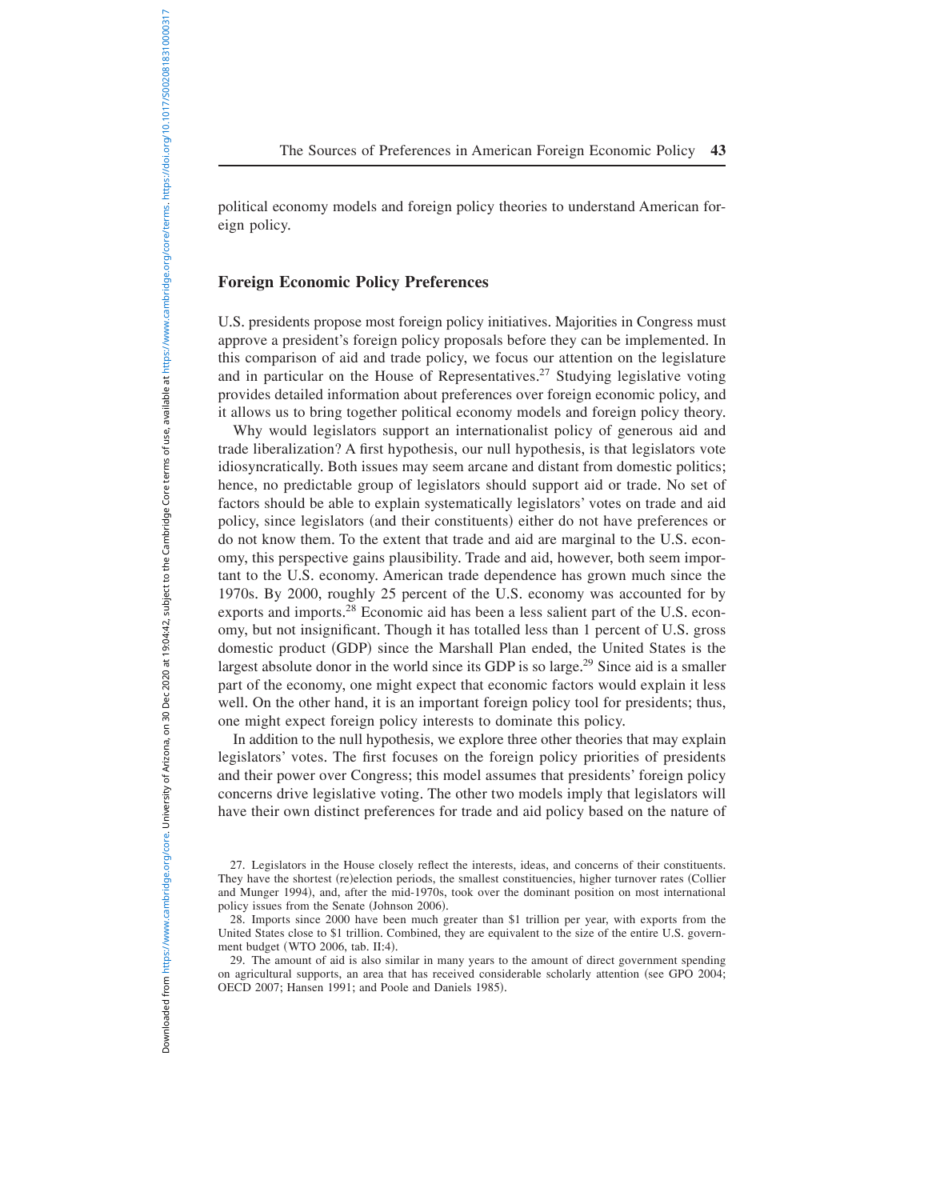political economy models and foreign policy theories to understand American foreign policy.

## Foreign Economic Policy Preferences

U.S. presidents propose most foreign policy initiatives. Majorities in Congress must approve a president's foreign policy proposals before they can be implemented. In this comparison of aid and trade policy, we focus our attention on the legislature and in particular on the House of Representatives.[27] Studying legislative voting provides detailed information about preferences over foreign economic policy, and it allows us to bring together political economy models and foreign policy theory.

Why would legislators support an internationalist policy of generous aid and trade liberalization? A first hypothesis, our null hypothesis, is that legislators vote idiosyncratically. Both issues may seem arcane and distant from domestic politics; hence, no predictable group of legislators should support aid or trade. No set of factors should be able to explain systematically legislators' votes on trade and aid policy, since legislators (and their constituents) either do not have preferences or do not know them. To the extent that trade and aid are marginal to the U.S. economy, this perspective gains plausibility. Trade and aid, however, both seem important to the U.S. economy. American trade dependence has grown much since the 1970s. By 2000, roughly 25 percent of the U.S. economy was accounted for by exports and imports.[28] Economic aid has been a less salient part of the U.S. economy, but not insignificant. Though it has totalled less than 1 percent of U.S. gross domestic product (GDP) since the Marshall Plan ended, the United States is the largest absolute donor in the world since its GDP is so large.[29] Since aid is a smaller part of the economy, one might expect that economic factors would explain it less well. On the other hand, it is an important foreign policy tool for presidents; thus, one might expect foreign policy interests to dominate this policy.

In addition to the null hypothesis, we explore three other theories that may explain legislators' votes. The first focuses on the foreign policy priorities of presidents and their power over Congress; this model assumes that presidents' foreign policy concerns drive legislative voting. The other two models imply that legislators will have their own distinct preferences for trade and aid policy based on the nature of

27. Legislators in the House closely reflect the interests, ideas, and concerns of their constituents. They have the shortest (re)election periods, the smallest constituencies, higher turnover rates (Collier and Munger 1994), and, after the mid-1970s, took over the dominant position on most international policy issues from the Senate (Johnson 2006).

28. Imports since 2000 have been much greater than $1 trillion per year, with exports from the United States close to $1 trillion. Combined, they are equivalent to the size of the entire U.S. government budget (WTO 2006, tab. II:4).

29. The amount of aid is also similar in many years to the amount of direct government spending on agricultural supports, an area that has received considerable scholarly attention (see GPO 2004; OECD 2007; Hansen 1991; and Poole and Daniels 1985).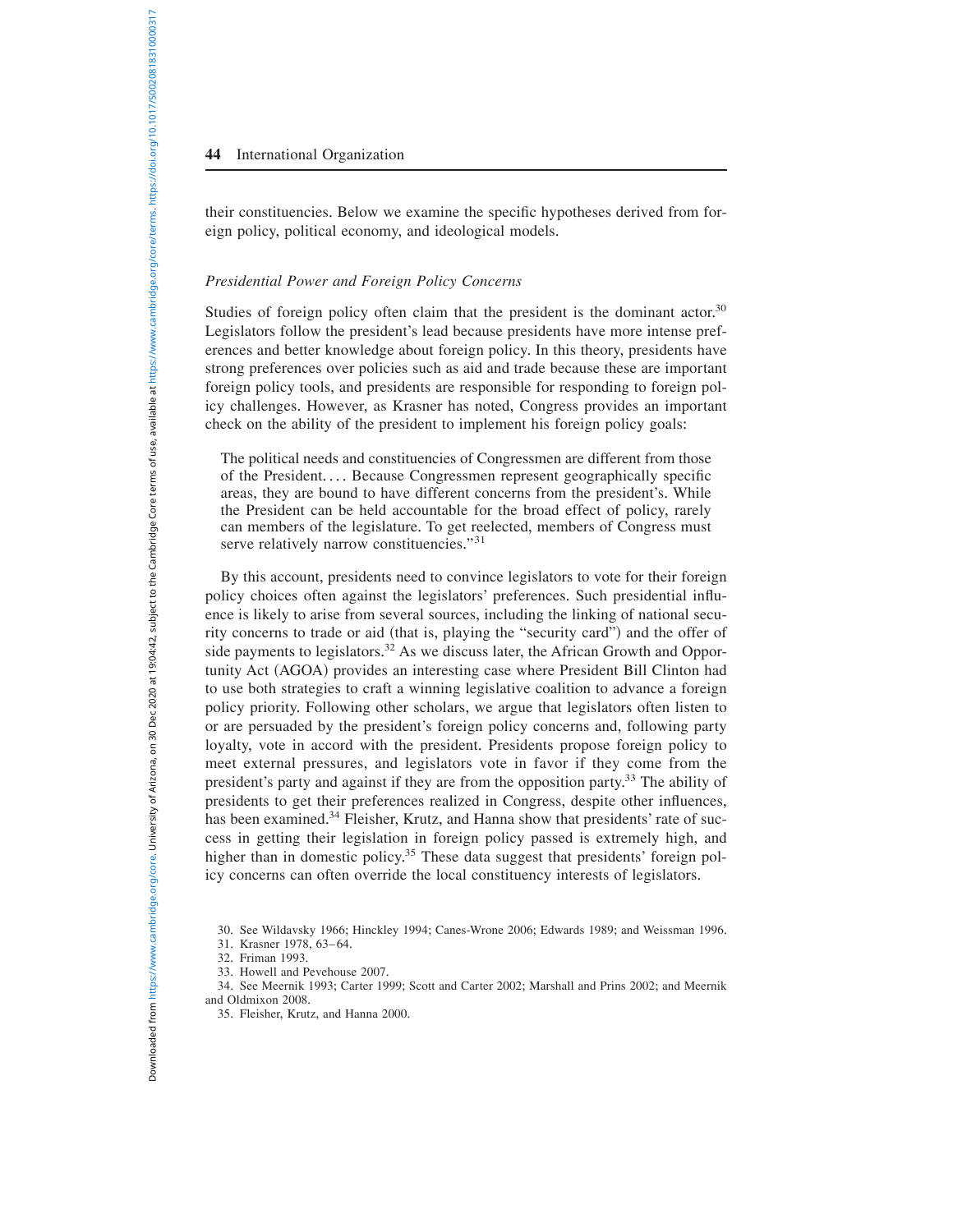their constituencies. Below we examine the specific hypotheses derived from foreign policy, political economy, and ideological models.

### *Presidential Power and Foreign Policy Concerns*

Studies of foreign policy often claim that the president is the dominant actor.[30] Legislators follow the president's lead because presidents have more intense preferences and better knowledge about foreign policy. In this theory, presidents have strong preferences over policies such as aid and trade because these are important foreign policy tools, and presidents are responsible for responding to foreign policy challenges. However, as Krasner has noted, Congress provides an important check on the ability of the president to implement his foreign policy goals:

> The political needs and constituencies of Congressmen are different from those of the President. . . . Because Congressmen represent geographically specific areas, they are bound to have different concerns from the president's. While the President can be held accountable for the broad effect of policy, rarely can members of the legislature. To get reelected, members of Congress must serve relatively narrow constituencies."[31]

By this account, presidents need to convince legislators to vote for their foreign policy choices often against the legislators' preferences. Such presidential influence is likely to arise from several sources, including the linking of national security concerns to trade or aid (that is, playing the "security card") and the offer of side payments to legislators.[32] As we discuss later, the African Growth and Opportunity Act (AGOA) provides an interesting case where President Bill Clinton had to use both strategies to craft a winning legislative coalition to advance a foreign policy priority. Following other scholars, we argue that legislators often listen to or are persuaded by the president's foreign policy concerns and, following party loyalty, vote in accord with the president. Presidents propose foreign policy to meet external pressures, and legislators vote in favor if they come from the president's party and against if they are from the opposition party.[33] The ability of presidents to get their preferences realized in Congress, despite other influences, has been examined.[34] Fleisher, Krutz, and Hanna show that presidents' rate of success in getting their legislation in foreign policy passed is extremely high, and higher than in domestic policy.[35] These data suggest that presidents' foreign policy concerns can often override the local constituency interests of legislators.

30. See Wildavsky 1966; Hinckley 1994; Canes-Wrone 2006; Edwards 1989; and Weissman 1996.

31. Krasner 1978, 63–64.

32. Friman 1993.

33. Howell and Pevehouse 2007.

34. See Meernik 1993; Carter 1999; Scott and Carter 2002; Marshall and Prins 2002; and Meernik and Oldmixon 2008.

35. Fleisher, Krutz, and Hanna 2000.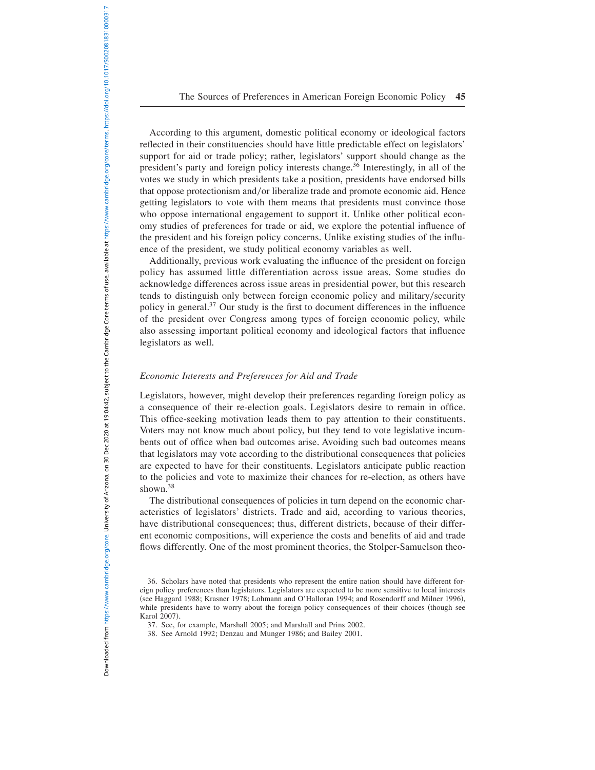According to this argument, domestic political economy or ideological factors reflected in their constituencies should have little predictable effect on legislators' support for aid or trade policy; rather, legislators' support should change as the president's party and foreign policy interests change.[36] Interestingly, in all of the votes we study in which presidents take a position, presidents have endorsed bills that oppose protectionism and/or liberalize trade and promote economic aid. Hence getting legislators to vote with them means that presidents must convince those who oppose international engagement to support it. Unlike other political economy studies of preferences for trade or aid, we explore the potential influence of the president and his foreign policy concerns. Unlike existing studies of the influence of the president, we study political economy variables as well.

Additionally, previous work evaluating the influence of the president on foreign policy has assumed little differentiation across issue areas. Some studies do acknowledge differences across issue areas in presidential power, but this research tends to distinguish only between foreign economic policy and military/security policy in general.[37] Our study is the first to document differences in the influence of the president over Congress among types of foreign economic policy, while also assessing important political economy and ideological factors that influence legislators as well.

### *Economic Interests and Preferences for Aid and Trade*

Legislators, however, might develop their preferences regarding foreign policy as a consequence of their re-election goals. Legislators desire to remain in office. This office-seeking motivation leads them to pay attention to their constituents. Voters may not know much about policy, but they tend to vote legislative incumbents out of office when bad outcomes arise. Avoiding such bad outcomes means that legislators may vote according to the distributional consequences that policies are expected to have for their constituents. Legislators anticipate public reaction to the policies and vote to maximize their chances for re-election, as others have shown.[38]

The distributional consequences of policies in turn depend on the economic characteristics of legislators' districts. Trade and aid, according to various theories, have distributional consequences; thus, different districts, because of their different economic compositions, will experience the costs and benefits of aid and trade flows differently. One of the most prominent theories, the Stolper-Samuelson theo-

36. Scholars have noted that presidents who represent the entire nation should have different foreign policy preferences than legislators. Legislators are expected to be more sensitive to local interests (see Haggard 1988; Krasner 1978; Lohmann and O'Halloran 1994; and Rosendorff and Milner 1996), while presidents have to worry about the foreign policy consequences of their choices (though see Karol 2007).

37. See, for example, Marshall 2005; and Marshall and Prins 2002.

38. See Arnold 1992; Denzau and Munger 1986; and Bailey 2001.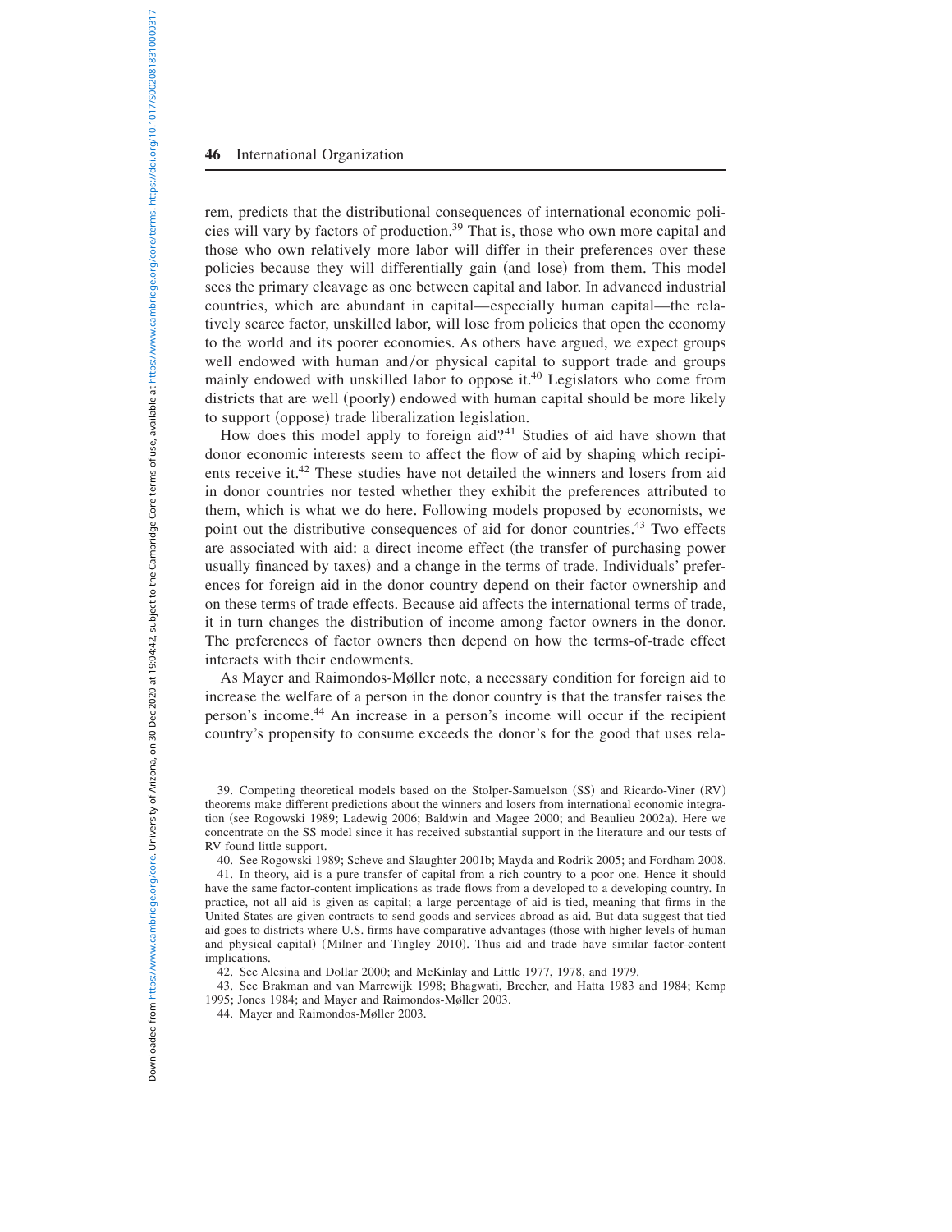rem, predicts that the distributional consequences of international economic policies will vary by factors of production.[39] That is, those who own more capital and those who own relatively more labor will differ in their preferences over these policies because they will differentially gain (and lose) from them. This model sees the primary cleavage as one between capital and labor. In advanced industrial countries, which are abundant in capital—especially human capital—the relatively scarce factor, unskilled labor, will lose from policies that open the economy to the world and its poorer economies. As others have argued, we expect groups well endowed with human and/or physical capital to support trade and groups mainly endowed with unskilled labor to oppose it.[40] Legislators who come from districts that are well (poorly) endowed with human capital should be more likely to support (oppose) trade liberalization legislation.

How does this model apply to foreign aid?[41] Studies of aid have shown that donor economic interests seem to affect the flow of aid by shaping which recipients receive it.[42] These studies have not detailed the winners and losers from aid in donor countries nor tested whether they exhibit the preferences attributed to them, which is what we do here. Following models proposed by economists, we point out the distributive consequences of aid for donor countries.[43] Two effects are associated with aid: a direct income effect (the transfer of purchasing power usually financed by taxes) and a change in the terms of trade. Individuals' preferences for foreign aid in the donor country depend on their factor ownership and on these terms of trade effects. Because aid affects the international terms of trade, it in turn changes the distribution of income among factor owners in the donor. The preferences of factor owners then depend on how the terms-of-trade effect interacts with their endowments.

As Mayer and Raimondos-Møller note, a necessary condition for foreign aid to increase the welfare of a person in the donor country is that the transfer raises the person's income.[44] An increase in a person's income will occur if the recipient country's propensity to consume exceeds the donor's for the good that uses rela-

39. Competing theoretical models based on the Stolper-Samuelson (SS) and Ricardo-Viner (RV) theorems make different predictions about the winners and losers from international economic integration (see Rogowski 1989; Ladewig 2006; Baldwin and Magee 2000; and Beaulieu 2002a). Here we concentrate on the SS model since it has received substantial support in the literature and our tests of RV found little support.

40. See Rogowski 1989; Scheve and Slaughter 2001b; Mayda and Rodrik 2005; and Fordham 2008.

41. In theory, aid is a pure transfer of capital from a rich country to a poor one. Hence it should have the same factor-content implications as trade flows from a developed to a developing country. In practice, not all aid is given as capital; a large percentage of aid is tied, meaning that firms in the United States are given contracts to send goods and services abroad as aid. But data suggest that tied aid goes to districts where U.S. firms have comparative advantages (those with higher levels of human and physical capital) (Milner and Tingley 2010). Thus aid and trade have similar factor-content implications.

42. See Alesina and Dollar 2000; and McKinlay and Little 1977, 1978, and 1979.

43. See Brakman and van Marrewijk 1998; Bhagwati, Brecher, and Hatta 1983 and 1984; Kemp 1995; Jones 1984; and Mayer and Raimondos-Møller 2003.

44. Mayer and Raimondos-Møller 2003.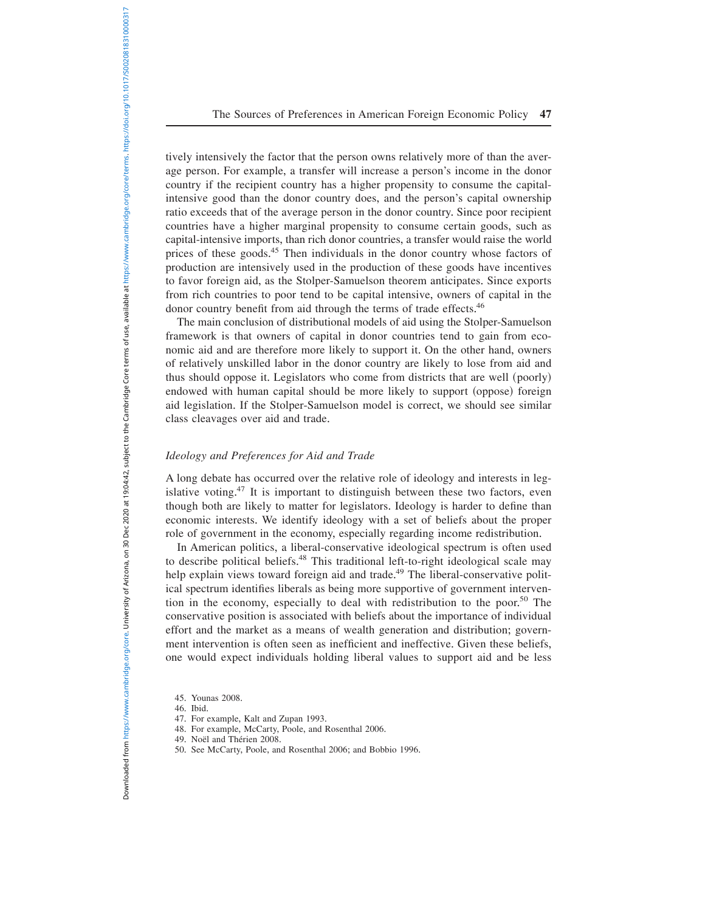tively intensively the factor that the person owns relatively more of than the average person. For example, a transfer will increase a person's income in the donor country if the recipient country has a higher propensity to consume the capital-intensive good than the donor country does, and the person's capital ownership ratio exceeds that of the average person in the donor country. Since poor recipient countries have a higher marginal propensity to consume certain goods, such as capital-intensive imports, than rich donor countries, a transfer would raise the world prices of these goods.[45] Then individuals in the donor country whose factors of production are intensively used in the production of these goods have incentives to favor foreign aid, as the Stolper-Samuelson theorem anticipates. Since exports from rich countries to poor tend to be capital intensive, owners of capital in the donor country benefit from aid through the terms of trade effects.[46]

The main conclusion of distributional models of aid using the Stolper-Samuelson framework is that owners of capital in donor countries tend to gain from economic aid and are therefore more likely to support it. On the other hand, owners of relatively unskilled labor in the donor country are likely to lose from aid and thus should oppose it. Legislators who come from districts that are well (poorly) endowed with human capital should be more likely to support (oppose) foreign aid legislation. If the Stolper-Samuelson model is correct, we should see similar class cleavages over aid and trade.

### *Ideology and Preferences for Aid and Trade*

A long debate has occurred over the relative role of ideology and interests in legislative voting.[47] It is important to distinguish between these two factors, even though both are likely to matter for legislators. Ideology is harder to define than economic interests. We identify ideology with a set of beliefs about the proper role of government in the economy, especially regarding income redistribution.

In American politics, a liberal-conservative ideological spectrum is often used to describe political beliefs.[48] This traditional left-to-right ideological scale may help explain views toward foreign aid and trade.[49] The liberal-conservative political spectrum identifies liberals as being more supportive of government intervention in the economy, especially to deal with redistribution to the poor.[50] The conservative position is associated with beliefs about the importance of individual effort and the market as a means of wealth generation and distribution; government intervention is often seen as inefficient and ineffective. Given these beliefs, one would expect individuals holding liberal values to support aid and be less

45. Younas 2008.
46. Ibid.
47. For example, Kalt and Zupan 1993.
48. For example, McCarty, Poole, and Rosenthal 2006.
49. Noël and Thérien 2008.
50. See McCarty, Poole, and Rosenthal 2006; and Bobbio 1996.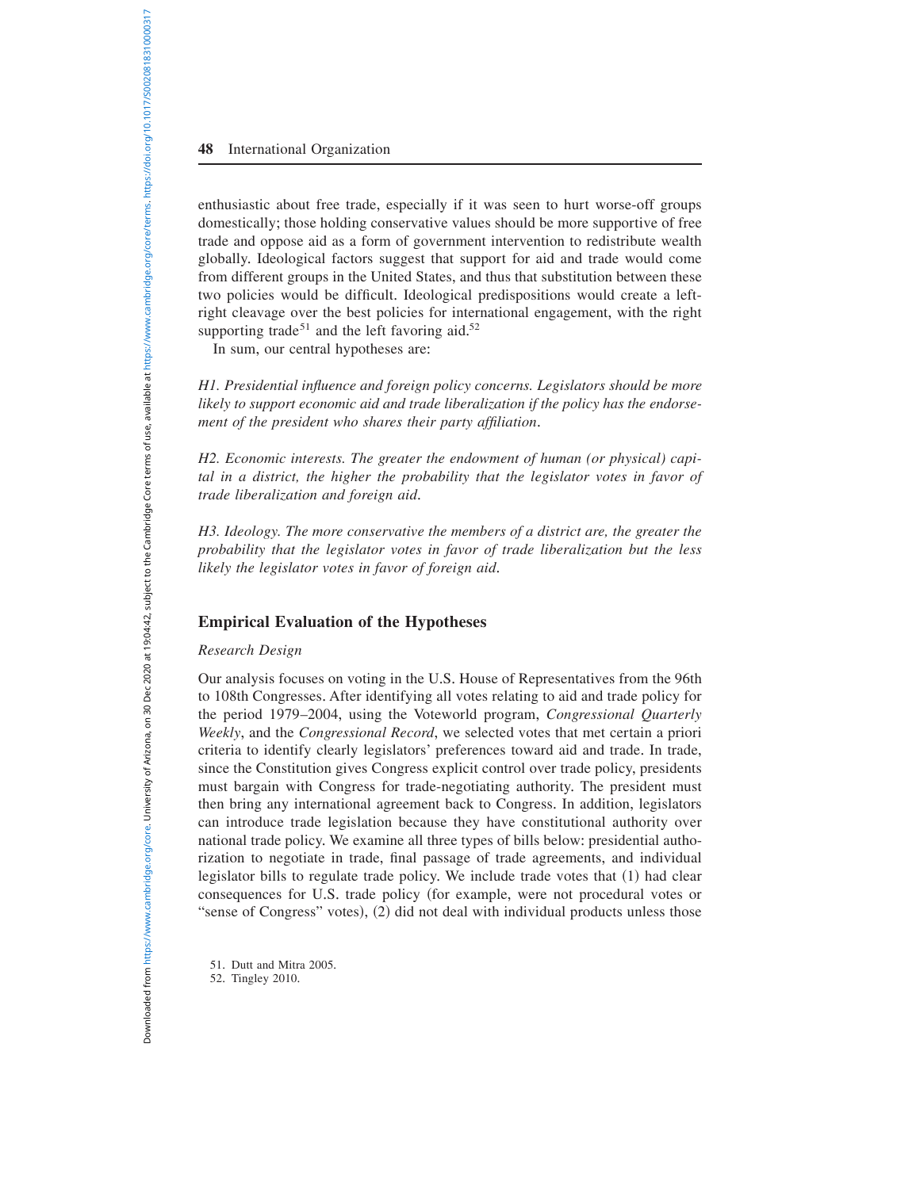enthusiastic about free trade, especially if it was seen to hurt worse-off groups domestically; those holding conservative values should be more supportive of free trade and oppose aid as a form of government intervention to redistribute wealth globally. Ideological factors suggest that support for aid and trade would come from different groups in the United States, and thus that substitution between these two policies would be difficult. Ideological predispositions would create a left-right cleavage over the best policies for international engagement, with the right supporting trade[51] and the left favoring aid.[52]

In sum, our central hypotheses are:

*H1. Presidential influence and foreign policy concerns. Legislators should be more likely to support economic aid and trade liberalization if the policy has the endorsement of the president who shares their party affiliation.*

*H2. Economic interests. The greater the endowment of human (or physical) capital in a district, the higher the probability that the legislator votes in favor of trade liberalization and foreign aid.*

*H3. Ideology. The more conservative the members of a district are, the greater the probability that the legislator votes in favor of trade liberalization but the less likely the legislator votes in favor of foreign aid.*

## Empirical Evaluation of the Hypotheses

### *Research Design*

Our analysis focuses on voting in the U.S. House of Representatives from the 96th to 108th Congresses. After identifying all votes relating to aid and trade policy for the period 1979–2004, using the Voteworld program, *Congressional Quarterly Weekly*, and the *Congressional Record*, we selected votes that met certain a priori criteria to identify clearly legislators' preferences toward aid and trade. In trade, since the Constitution gives Congress explicit control over trade policy, presidents must bargain with Congress for trade-negotiating authority. The president must then bring any international agreement back to Congress. In addition, legislators can introduce trade legislation because they have constitutional authority over national trade policy. We examine all three types of bills below: presidential authorization to negotiate in trade, final passage of trade agreements, and individual legislator bills to regulate trade policy. We include trade votes that (1) had clear consequences for U.S. trade policy (for example, were not procedural votes or "sense of Congress" votes), (2) did not deal with individual products unless those

51. Dutt and Mitra 2005.

52. Tingley 2010.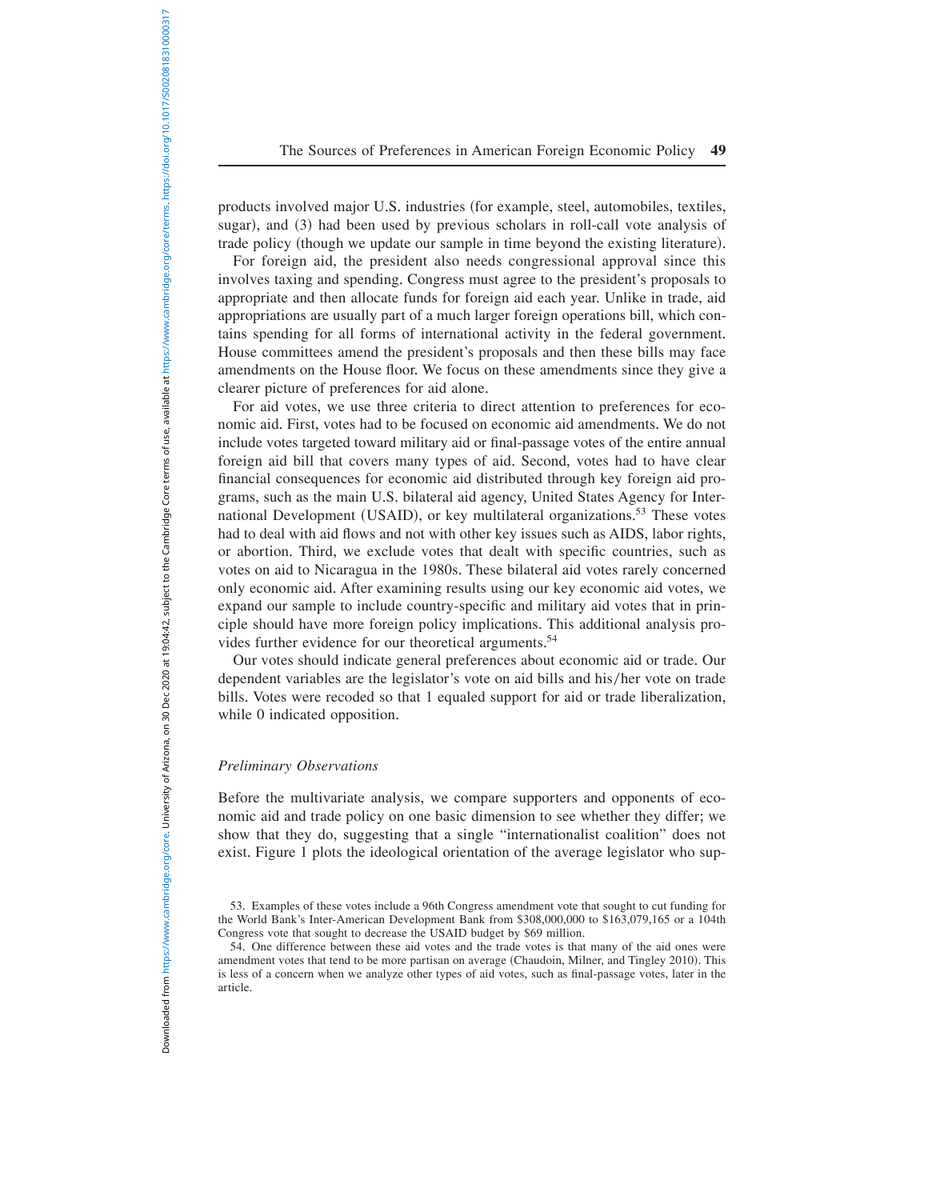products involved major U.S. industries (for example, steel, automobiles, textiles, sugar), and (3) had been used by previous scholars in roll-call vote analysis of trade policy (though we update our sample in time beyond the existing literature).

For foreign aid, the president also needs congressional approval since this involves taxing and spending. Congress must agree to the president's proposals to appropriate and then allocate funds for foreign aid each year. Unlike in trade, aid appropriations are usually part of a much larger foreign operations bill, which contains spending for all forms of international activity in the federal government. House committees amend the president's proposals and then these bills may face amendments on the House floor. We focus on these amendments since they give a clearer picture of preferences for aid alone.

For aid votes, we use three criteria to direct attention to preferences for economic aid. First, votes had to be focused on economic aid amendments. We do not include votes targeted toward military aid or final-passage votes of the entire annual foreign aid bill that covers many types of aid. Second, votes had to have clear financial consequences for economic aid distributed through key foreign aid programs, such as the main U.S. bilateral aid agency, United States Agency for International Development (USAID), or key multilateral organizations.[53] These votes had to deal with aid flows and not with other key issues such as AIDS, labor rights, or abortion. Third, we exclude votes that dealt with specific countries, such as votes on aid to Nicaragua in the 1980s. These bilateral aid votes rarely concerned only economic aid. After examining results using our key economic aid votes, we expand our sample to include country-specific and military aid votes that in principle should have more foreign policy implications. This additional analysis provides further evidence for our theoretical arguments.[54]

Our votes should indicate general preferences about economic aid or trade. Our dependent variables are the legislator's vote on aid bills and his/her vote on trade bills. Votes were recoded so that 1 equaled support for aid or trade liberalization, while 0 indicated opposition.

### *Preliminary Observations*

Before the multivariate analysis, we compare supporters and opponents of economic aid and trade policy on one basic dimension to see whether they differ; we show that they do, suggesting that a single "internationalist coalition" does not exist. Figure 1 plots the ideological orientation of the average legislator who sup-

---

53. Examples of these votes include a 96th Congress amendment vote that sought to cut funding for the World Bank's Inter-American Development Bank from $308,000,000 to $163,079,165 or a 104th Congress vote that sought to decrease the USAID budget by $69 million.

54. One difference between these aid votes and the trade votes is that many of the aid ones were amendment votes that tend to be more partisan on average (Chaudoin, Milner, and Tingley 2010). This is less of a concern when we analyze other types of aid votes, such as final-passage votes, later in the article.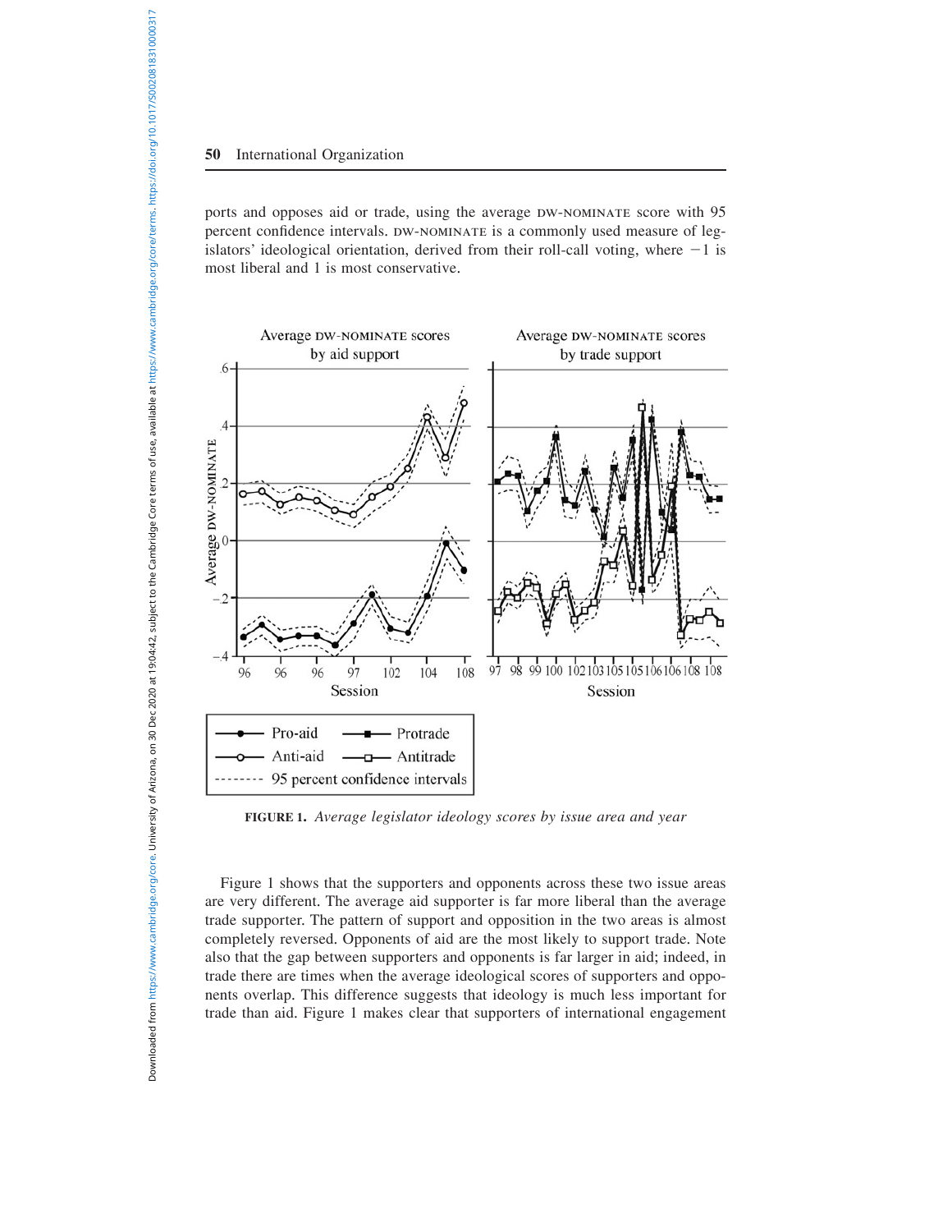ports and opposes aid or trade, using the average DW-NOMINATE score with 95 percent confidence intervals. DW-NOMINATE is a commonly used measure of legislators' ideological orientation, derived from their roll-call voting, where −1 is most liberal and 1 is most conservative.

**FIGURE 1.** *Average legislator ideology scores by issue area and year*

Figure 1 shows that the supporters and opponents across these two issue areas are very different. The average aid supporter is far more liberal than the average trade supporter. The pattern of support and opposition in the two areas is almost completely reversed. Opponents of aid are the most likely to support trade. Note also that the gap between supporters and opponents is far larger in aid; indeed, in trade there are times when the average ideological scores of supporters and opponents overlap. This difference suggests that ideology is much less important for trade than aid. Figure 1 makes clear that supporters of international engagement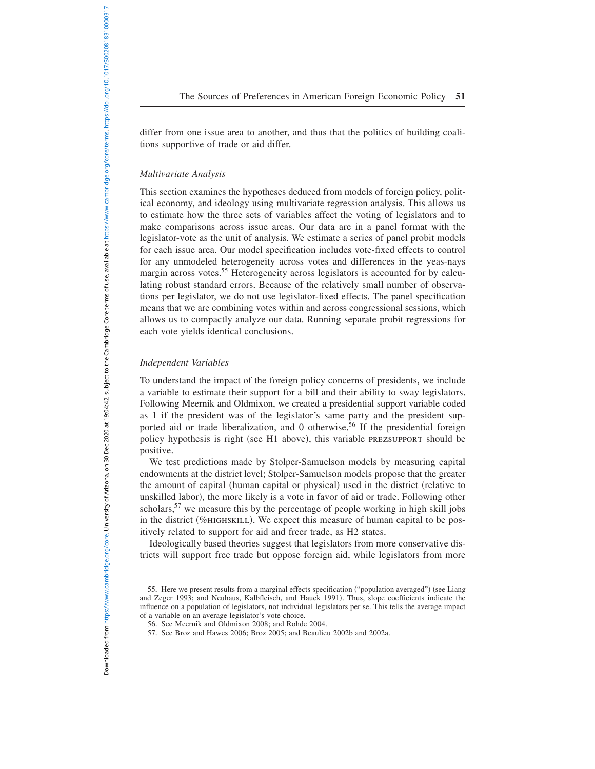differ from one issue area to another, and thus that the politics of building coalitions supportive of trade or aid differ.

### *Multivariate Analysis*

This section examines the hypotheses deduced from models of foreign policy, political economy, and ideology using multivariate regression analysis. This allows us to estimate how the three sets of variables affect the voting of legislators and to make comparisons across issue areas. Our data are in a panel format with the legislator-vote as the unit of analysis. We estimate a series of panel probit models for each issue area. Our model specification includes vote-fixed effects to control for any unmodeled heterogeneity across votes and differences in the yeas-nays margin across votes.[55] Heterogeneity across legislators is accounted for by calculating robust standard errors. Because of the relatively small number of observations per legislator, we do not use legislator-fixed effects. The panel specification means that we are combining votes within and across congressional sessions, which allows us to compactly analyze our data. Running separate probit regressions for each vote yields identical conclusions.

### *Independent Variables*

To understand the impact of the foreign policy concerns of presidents, we include a variable to estimate their support for a bill and their ability to sway legislators. Following Meernik and Oldmixon, we created a presidential support variable coded as 1 if the president was of the legislator's same party and the president supported aid or trade liberalization, and 0 otherwise.[56] If the presidential foreign policy hypothesis is right (see H1 above), this variable PREZSUPPORT should be positive.

We test predictions made by Stolper-Samuelson models by measuring capital endowments at the district level; Stolper-Samuelson models propose that the greater the amount of capital (human capital or physical) used in the district (relative to unskilled labor), the more likely is a vote in favor of aid or trade. Following other scholars,[57] we measure this by the percentage of people working in high skill jobs in the district (%HIGHSKILL). We expect this measure of human capital to be positively related to support for aid and freer trade, as H2 states.

Ideologically based theories suggest that legislators from more conservative districts will support free trade but oppose foreign aid, while legislators from more

55. Here we present results from a marginal effects specification ("population averaged") (see Liang and Zeger 1993; and Neuhaus, Kalbfleisch, and Hauck 1991). Thus, slope coefficients indicate the influence on a population of legislators, not individual legislators per se. This tells the average impact of a variable on an average legislator's vote choice.

56. See Meernik and Oldmixon 2008; and Rohde 2004.

57. See Broz and Hawes 2006; Broz 2005; and Beaulieu 2002b and 2002a.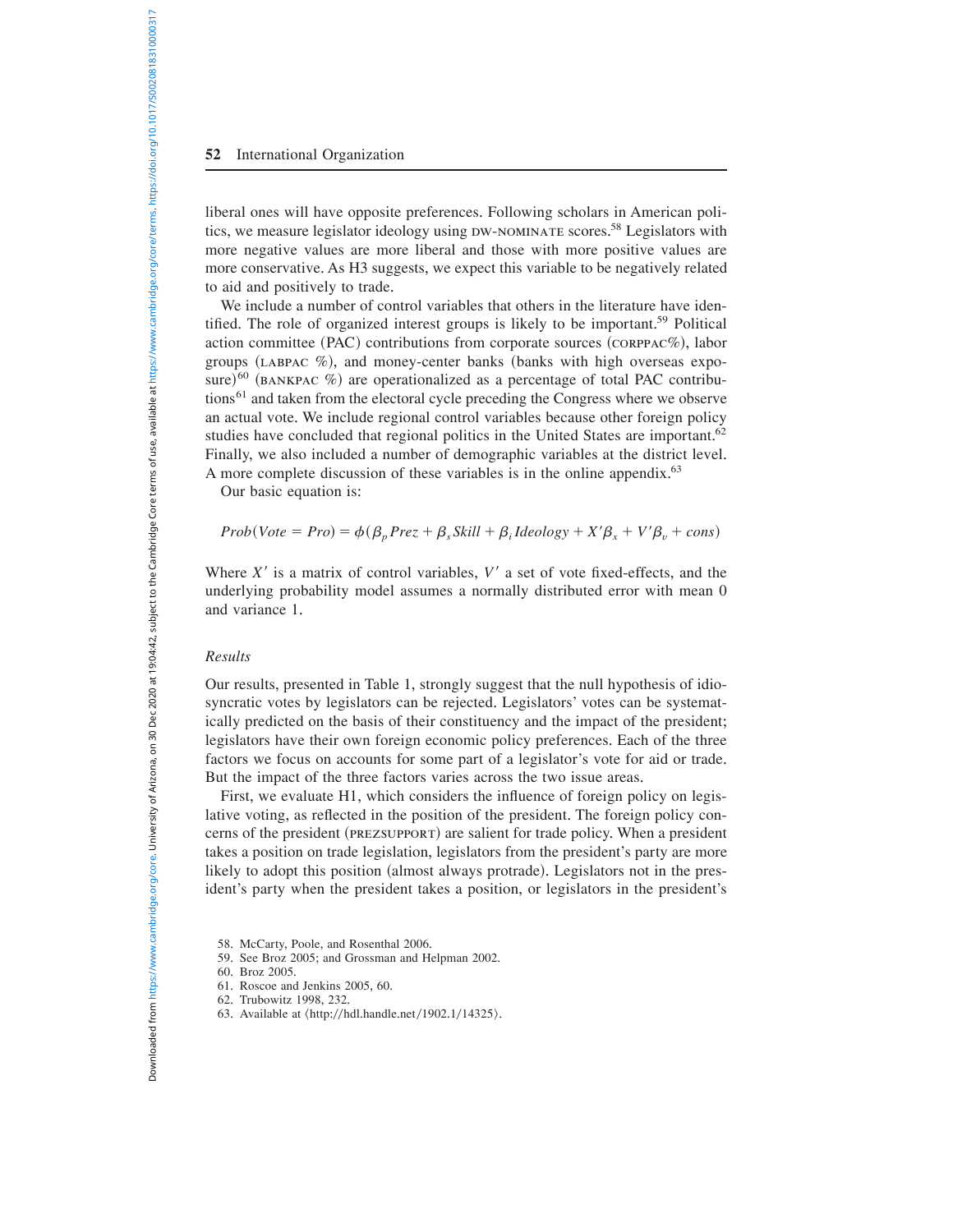liberal ones will have opposite preferences. Following scholars in American politics, we measure legislator ideology using DW-NOMINATE scores.[58] Legislators with more negative values are more liberal and those with more positive values are more conservative. As H3 suggests, we expect this variable to be negatively related to aid and positively to trade.

We include a number of control variables that others in the literature have identified. The role of organized interest groups is likely to be important.[59] Political action committee (PAC) contributions from corporate sources (CORPPAC%), labor groups (LABPAC %), and money-center banks (banks with high overseas exposure)[60] (BANKPAC %) are operationalized as a percentage of total PAC contributions[61] and taken from the electoral cycle preceding the Congress where we observe an actual vote. We include regional control variables because other foreign policy studies have concluded that regional politics in the United States are important.[62] Finally, we also included a number of demographic variables at the district level. A more complete discussion of these variables is in the online appendix.[63]

Our basic equation is:

$$Prob(Vote = Pro) = \phi(\beta_p Prez + \beta_s Skill + \beta_i Ideology + X'\beta_x + V'\beta_v + cons)$$

Where $X'$ is a matrix of control variables, $V'$ a set of vote fixed-effects, and the underlying probability model assumes a normally distributed error with mean 0 and variance 1.

### *Results*

Our results, presented in Table 1, strongly suggest that the null hypothesis of idiosyncratic votes by legislators can be rejected. Legislators' votes can be systematically predicted on the basis of their constituency and the impact of the president; legislators have their own foreign economic policy preferences. Each of the three factors we focus on accounts for some part of a legislator's vote for aid or trade. But the impact of the three factors varies across the two issue areas.

First, we evaluate H1, which considers the influence of foreign policy on legislative voting, as reflected in the position of the president. The foreign policy concerns of the president (PREZSUPPORT) are salient for trade policy. When a president takes a position on trade legislation, legislators from the president's party are more likely to adopt this position (almost always protrade). Legislators not in the president's party when the president takes a position, or legislators in the president's

58. McCarty, Poole, and Rosenthal 2006.
59. See Broz 2005; and Grossman and Helpman 2002.
60. Broz 2005.
61. Roscoe and Jenkins 2005, 60.
62. Trubowitz 1998, 232.
63. Available at ⟨http://hdl.handle.net/1902.1/14325⟩.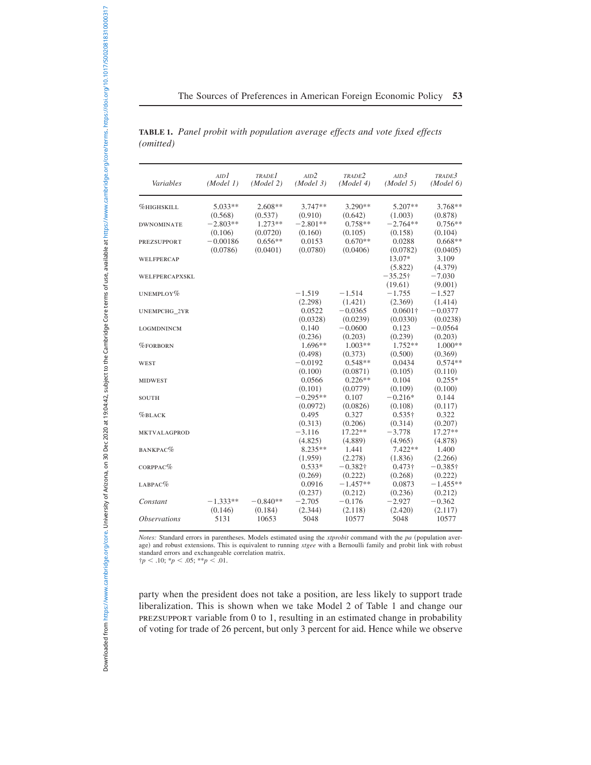**TABLE 1.** *Panel probit with population average effects and vote fixed effects (omitted)*

| *Variables* | AID1 (*Model 1*) | TRADE1 (*Model 2*) | AID2 (*Model 3*) | TRADE2 (*Model 4*) | AID3 (*Model 5*) | TRADE3 (*Model 6*) |
|---|---|---|---|---|---|---|
| %HIGHSKILL | 5.033** | 2.608** | 3.747** | 3.290** | 5.207** | 3.768** |
| | (0.568) | (0.537) | (0.910) | (0.642) | (1.003) | (0.878) |
| DWNOMINATE | −2.803** | 1.273** | −2.801** | 0.758** | −2.764** | 0.756** |
| | (0.106) | (0.0720) | (0.160) | (0.105) | (0.158) | (0.104) |
| PREZSUPPORT | −0.00186 | 0.656** | 0.0153 | 0.670** | 0.0288 | 0.668** |
| | (0.0786) | (0.0401) | (0.0780) | (0.0406) | (0.0782) | (0.0405) |
| WELFPERCAP | | | | | 13.07* | 3.109 |
| | | | | | (5.822) | (4.379) |
| WELFPERCAPXSKL | | | | | −35.25† | −7.030 |
| | | | | | (19.61) | (9.001) |
| UNEMPLOY% | | | −1.519 | −1.514 | −1.755 | −1.527 |
| | | | (2.298) | (1.421) | (2.369) | (1.414) |
| UNEMPCHG_2YR | | | 0.0522 | −0.0365 | 0.0601† | −0.0377 |
| | | | (0.0328) | (0.0239) | (0.0330) | (0.0238) |
| LOGMDNINCM | | | 0.140 | −0.0600 | 0.123 | −0.0564 |
| | | | (0.236) | (0.203) | (0.239) | (0.203) |
| %FORBORN | | | 1.696** | 1.003** | 1.752** | 1.000** |
| | | | (0.498) | (0.373) | (0.500) | (0.369) |
| WEST | | | −0.0192 | 0.548** | 0.0434 | 0.574** |
| | | | (0.100) | (0.0871) | (0.105) | (0.110) |
| MIDWEST | | | 0.0566 | 0.226** | 0.104 | 0.255* |
| | | | (0.101) | (0.0779) | (0.109) | (0.100) |
| SOUTH | | | −0.295** | 0.107 | −0.216* | 0.144 |
| | | | (0.0972) | (0.0826) | (0.108) | (0.117) |
| %BLACK | | | 0.495 | 0.327 | 0.535† | 0.322 |
| | | | (0.313) | (0.206) | (0.314) | (0.207) |
| MKTVALAGPROD | | | −3.116 | 17.22** | −3.778 | 17.27** |
| | | | (4.825) | (4.889) | (4.965) | (4.878) |
| BANKPAC% | | | 8.235** | 1.441 | 7.422** | 1.400 |
| | | | (1.959) | (2.278) | (1.836) | (2.266) |
| CORPPAC% | | | 0.533* | −0.382† | 0.473† | −0.385† |
| | | | (0.269) | (0.222) | (0.268) | (0.222) |
| LABPAC% | | | 0.0916 | −1.457** | 0.0873 | −1.455** |
| | | | (0.237) | (0.212) | (0.236) | (0.212) |
| *Constant* | −1.333** | −0.840** | −2.705 | −0.176 | −2.927 | −0.362 |
| | (0.146) | (0.184) | (2.344) | (2.118) | (2.420) | (2.117) |
| *Observations* | 5131 | 10653 | 5048 | 10577 | 5048 | 10577 |

*Notes:* Standard errors in parentheses. Models estimated using the *xtprobit* command with the *pa* (population average) and robust extensions. This is equivalent to running *xtgee* with a Bernoulli family and probit link with robust standard errors and exchangeable correlation matrix.
†$p < .10$; *$p < .05$; **$p < .01$.

party when the president does not take a position, are less likely to support trade liberalization. This is shown when we take Model 2 of Table 1 and change our PREZSUPPORT variable from 0 to 1, resulting in an estimated change in probability of voting for trade of 26 percent, but only 3 percent for aid. Hence while we observe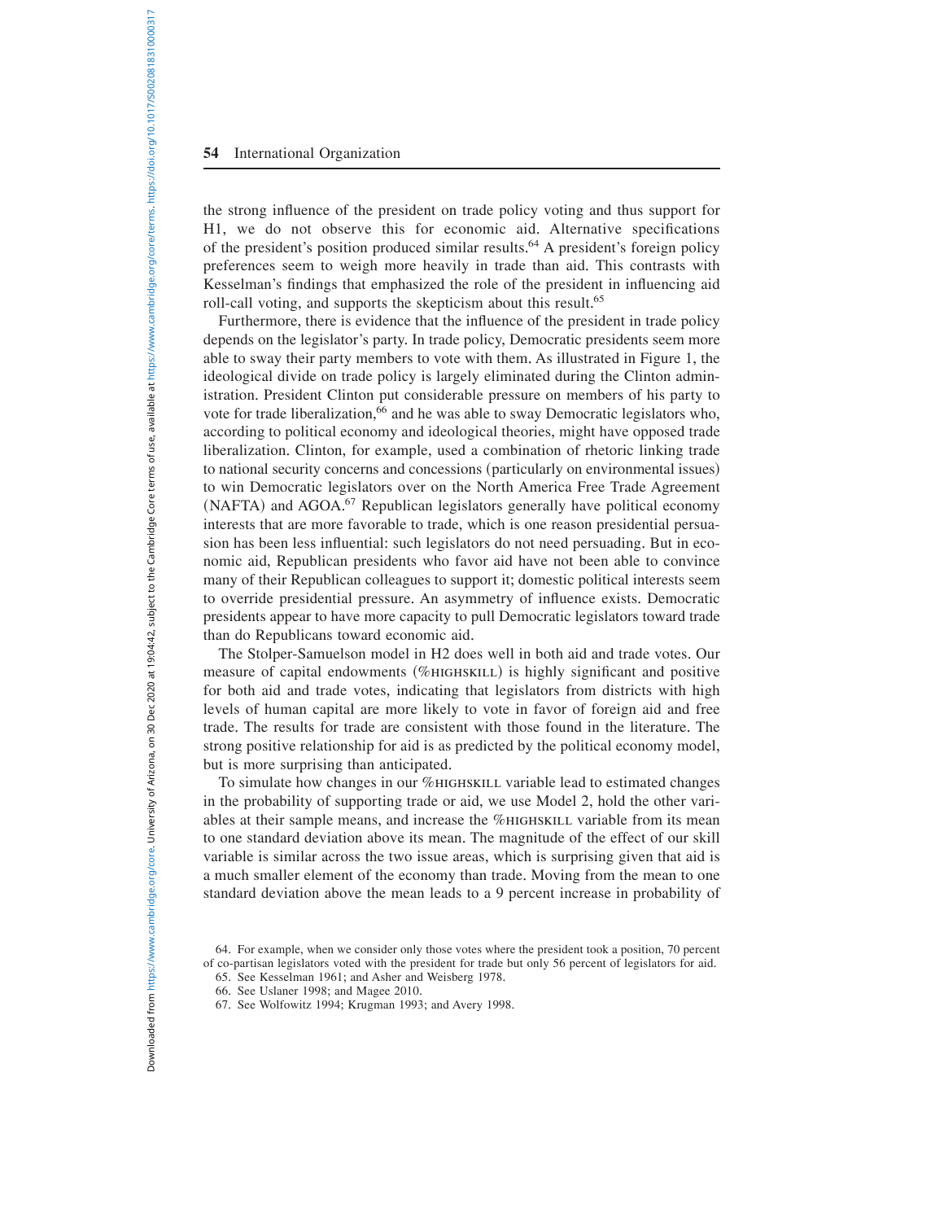the strong influence of the president on trade policy voting and thus support for H1, we do not observe this for economic aid. Alternative specifications of the president's position produced similar results.[64] A president's foreign policy preferences seem to weigh more heavily in trade than aid. This contrasts with Kesselman's findings that emphasized the role of the president in influencing aid roll-call voting, and supports the skepticism about this result.[65]

Furthermore, there is evidence that the influence of the president in trade policy depends on the legislator's party. In trade policy, Democratic presidents seem more able to sway their party members to vote with them. As illustrated in Figure 1, the ideological divide on trade policy is largely eliminated during the Clinton administration. President Clinton put considerable pressure on members of his party to vote for trade liberalization,[66] and he was able to sway Democratic legislators who, according to political economy and ideological theories, might have opposed trade liberalization. Clinton, for example, used a combination of rhetoric linking trade to national security concerns and concessions (particularly on environmental issues) to win Democratic legislators over on the North America Free Trade Agreement (NAFTA) and AGOA.[67] Republican legislators generally have political economy interests that are more favorable to trade, which is one reason presidential persuasion has been less influential: such legislators do not need persuading. But in economic aid, Republican presidents who favor aid have not been able to convince many of their Republican colleagues to support it; domestic political interests seem to override presidential pressure. An asymmetry of influence exists. Democratic presidents appear to have more capacity to pull Democratic legislators toward trade than do Republicans toward economic aid.

The Stolper-Samuelson model in H2 does well in both aid and trade votes. Our measure of capital endowments (%HIGHSKILL) is highly significant and positive for both aid and trade votes, indicating that legislators from districts with high levels of human capital are more likely to vote in favor of foreign aid and free trade. The results for trade are consistent with those found in the literature. The strong positive relationship for aid is as predicted by the political economy model, but is more surprising than anticipated.

To simulate how changes in our %HIGHSKILL variable lead to estimated changes in the probability of supporting trade or aid, we use Model 2, hold the other variables at their sample means, and increase the %HIGHSKILL variable from its mean to one standard deviation above its mean. The magnitude of the effect of our skill variable is similar across the two issue areas, which is surprising given that aid is a much smaller element of the economy than trade. Moving from the mean to one standard deviation above the mean leads to a 9 percent increase in probability of

64. For example, when we consider only those votes where the president took a position, 70 percent of co-partisan legislators voted with the president for trade but only 56 percent of legislators for aid.

65. See Kesselman 1961; and Asher and Weisberg 1978.

66. See Uslaner 1998; and Magee 2010.

67. See Wolfowitz 1994; Krugman 1993; and Avery 1998.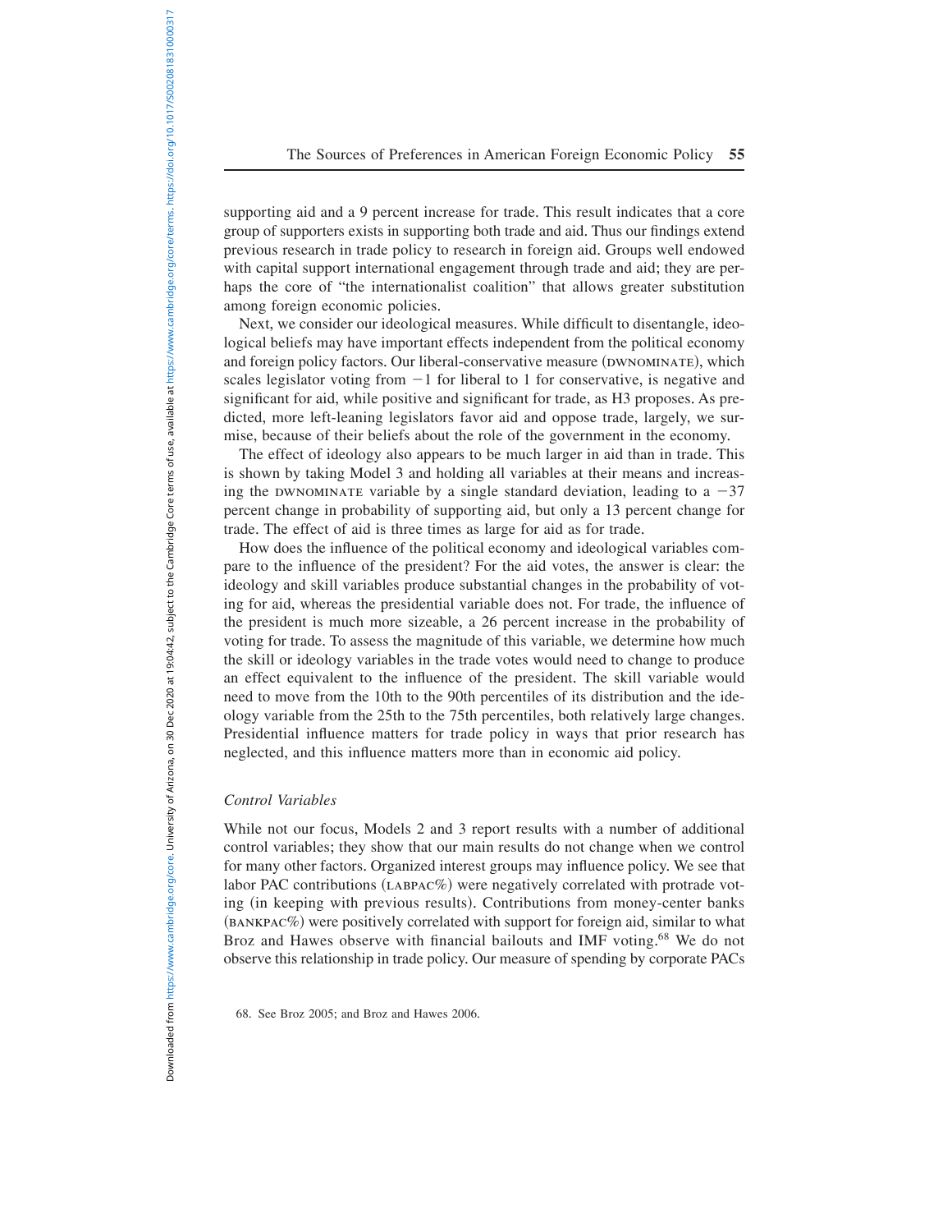supporting aid and a 9 percent increase for trade. This result indicates that a core group of supporters exists in supporting both trade and aid. Thus our findings extend previous research in trade policy to research in foreign aid. Groups well endowed with capital support international engagement through trade and aid; they are perhaps the core of "the internationalist coalition" that allows greater substitution among foreign economic policies.

Next, we consider our ideological measures. While difficult to disentangle, ideological beliefs may have important effects independent from the political economy and foreign policy factors. Our liberal-conservative measure (DWNOMINATE), which scales legislator voting from $-1$ for liberal to 1 for conservative, is negative and significant for aid, while positive and significant for trade, as H3 proposes. As predicted, more left-leaning legislators favor aid and oppose trade, largely, we surmise, because of their beliefs about the role of the government in the economy.

The effect of ideology also appears to be much larger in aid than in trade. This is shown by taking Model 3 and holding all variables at their means and increasing the DWNOMINATE variable by a single standard deviation, leading to a $-37$ percent change in probability of supporting aid, but only a 13 percent change for trade. The effect of aid is three times as large for aid as for trade.

How does the influence of the political economy and ideological variables compare to the influence of the president? For the aid votes, the answer is clear: the ideology and skill variables produce substantial changes in the probability of voting for aid, whereas the presidential variable does not. For trade, the influence of the president is much more sizeable, a 26 percent increase in the probability of voting for trade. To assess the magnitude of this variable, we determine how much the skill or ideology variables in the trade votes would need to change to produce an effect equivalent to the influence of the president. The skill variable would need to move from the 10th to the 90th percentiles of its distribution and the ideology variable from the 25th to the 75th percentiles, both relatively large changes. Presidential influence matters for trade policy in ways that prior research has neglected, and this influence matters more than in economic aid policy.

### *Control Variables*

While not our focus, Models 2 and 3 report results with a number of additional control variables; they show that our main results do not change when we control for many other factors. Organized interest groups may influence policy. We see that labor PAC contributions (LABPAC%) were negatively correlated with protrade voting (in keeping with previous results). Contributions from money-center banks (BANKPAC%) were positively correlated with support for foreign aid, similar to what Broz and Hawes observe with financial bailouts and IMF voting.[68] We do not observe this relationship in trade policy. Our measure of spending by corporate PACs

68. See Broz 2005; and Broz and Hawes 2006.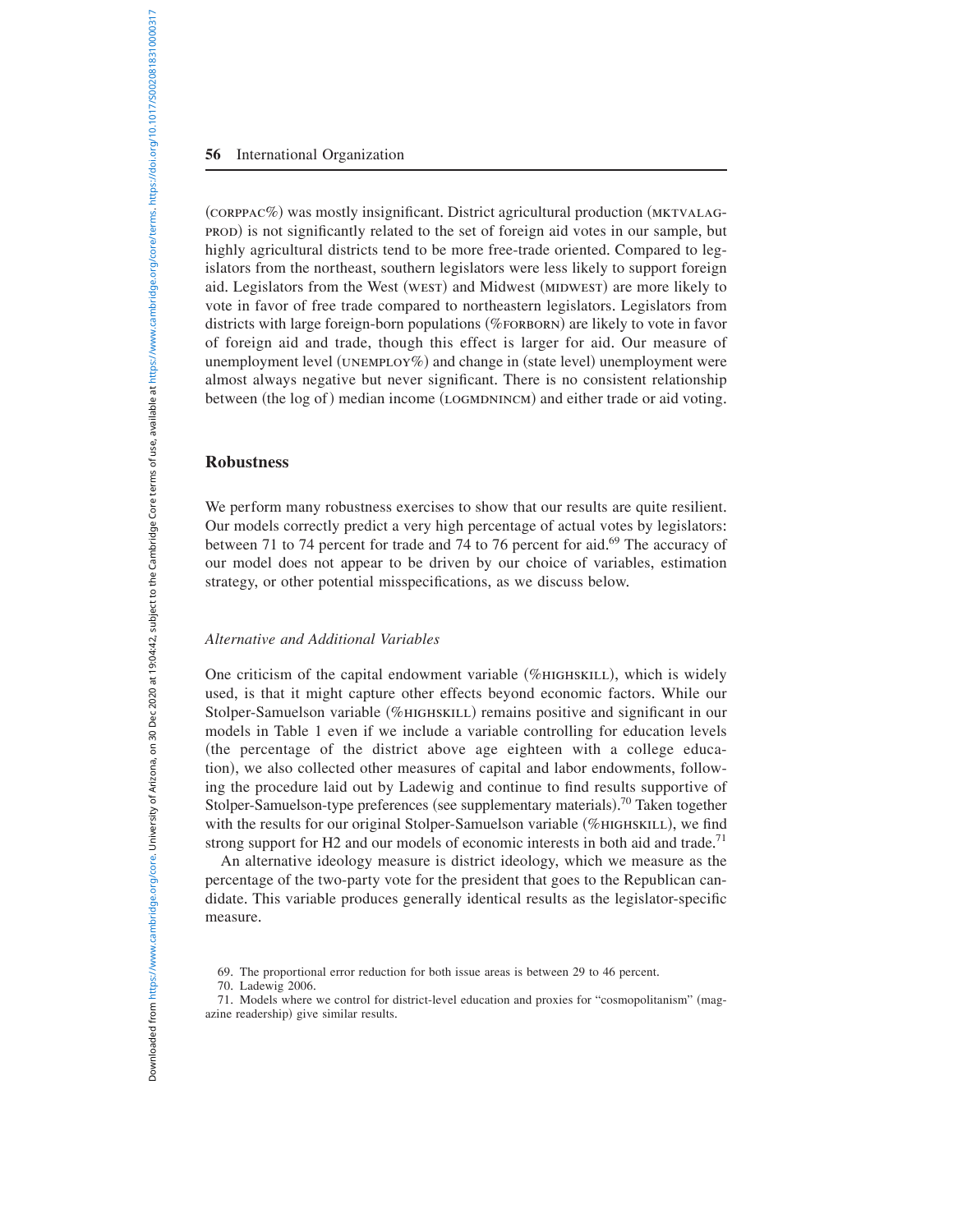(CORPPAC%) was mostly insignificant. District agricultural production (MKTVALAGPROD) is not significantly related to the set of foreign aid votes in our sample, but highly agricultural districts tend to be more free-trade oriented. Compared to legislators from the northeast, southern legislators were less likely to support foreign aid. Legislators from the West (WEST) and Midwest (MIDWEST) are more likely to vote in favor of free trade compared to northeastern legislators. Legislators from districts with large foreign-born populations (%FORBORN) are likely to vote in favor of foreign aid and trade, though this effect is larger for aid. Our measure of unemployment level (UNEMPLOY%) and change in (state level) unemployment were almost always negative but never significant. There is no consistent relationship between (the log of) median income (LOGMDNINCM) and either trade or aid voting.

## Robustness

We perform many robustness exercises to show that our results are quite resilient. Our models correctly predict a very high percentage of actual votes by legislators: between 71 to 74 percent for trade and 74 to 76 percent for aid.[69] The accuracy of our model does not appear to be driven by our choice of variables, estimation strategy, or other potential misspecifications, as we discuss below.

### *Alternative and Additional Variables*

One criticism of the capital endowment variable (%HIGHSKILL), which is widely used, is that it might capture other effects beyond economic factors. While our Stolper-Samuelson variable (%HIGHSKILL) remains positive and significant in our models in Table 1 even if we include a variable controlling for education levels (the percentage of the district above age eighteen with a college education), we also collected other measures of capital and labor endowments, following the procedure laid out by Ladewig and continue to find results supportive of Stolper-Samuelson-type preferences (see supplementary materials).[70] Taken together with the results for our original Stolper-Samuelson variable (%HIGHSKILL), we find strong support for H2 and our models of economic interests in both aid and trade.[71]

An alternative ideology measure is district ideology, which we measure as the percentage of the two-party vote for the president that goes to the Republican candidate. This variable produces generally identical results as the legislator-specific measure.

69. The proportional error reduction for both issue areas is between 29 to 46 percent.

70. Ladewig 2006.

71. Models where we control for district-level education and proxies for "cosmopolitanism" (magazine readership) give similar results.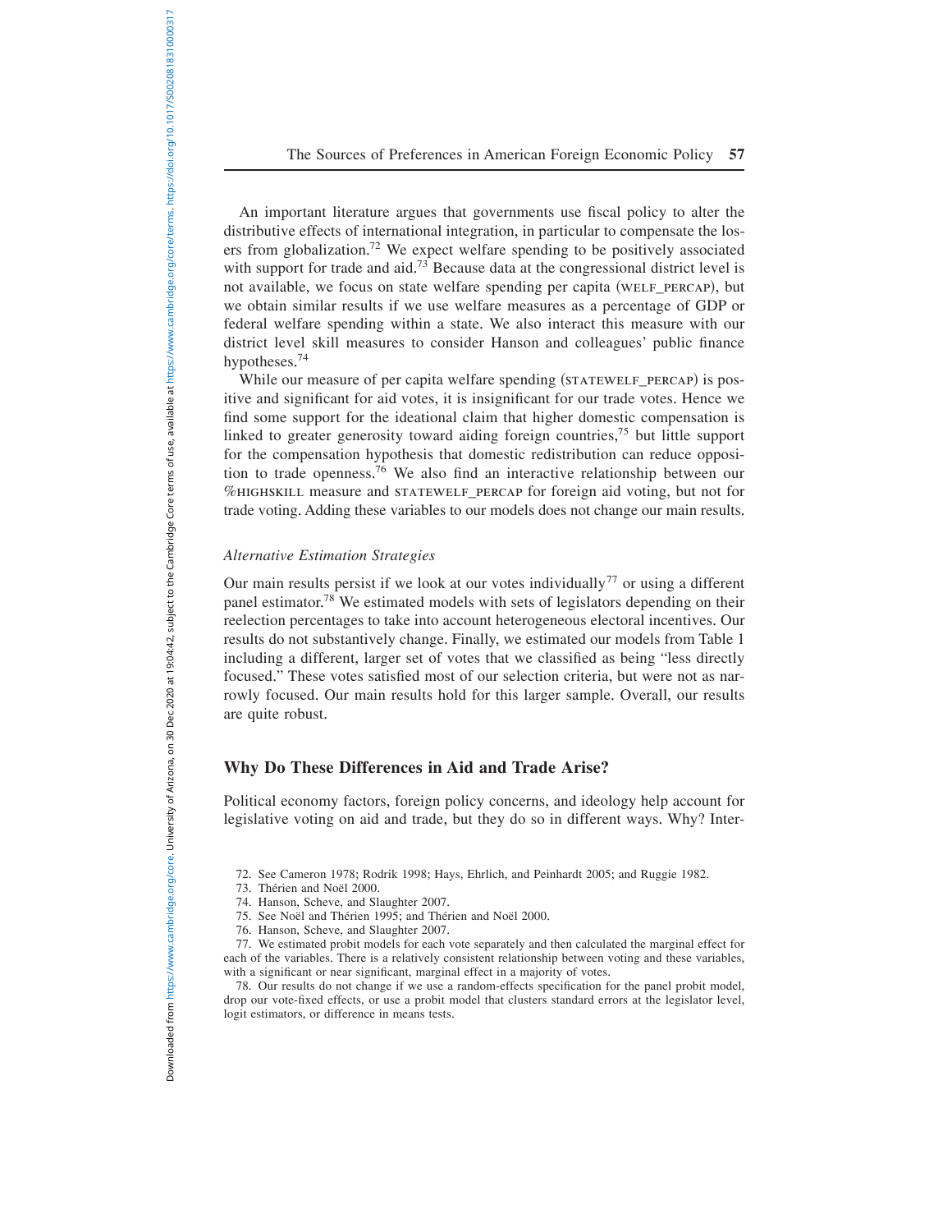An important literature argues that governments use fiscal policy to alter the distributive effects of international integration, in particular to compensate the losers from globalization.[72] We expect welfare spending to be positively associated with support for trade and aid.[73] Because data at the congressional district level is not available, we focus on state welfare spending per capita (WELF_PERCAP), but we obtain similar results if we use welfare measures as a percentage of GDP or federal welfare spending within a state. We also interact this measure with our district level skill measures to consider Hanson and colleagues' public finance hypotheses.[74]

While our measure of per capita welfare spending (STATEWELF_PERCAP) is positive and significant for aid votes, it is insignificant for our trade votes. Hence we find some support for the ideational claim that higher domestic compensation is linked to greater generosity toward aiding foreign countries,[75] but little support for the compensation hypothesis that domestic redistribution can reduce opposition to trade openness.[76] We also find an interactive relationship between our %HIGHSKILL measure and STATEWELF_PERCAP for foreign aid voting, but not for trade voting. Adding these variables to our models does not change our main results.

*Alternative Estimation Strategies*

Our main results persist if we look at our votes individually[77] or using a different panel estimator.[78] We estimated models with sets of legislators depending on their reelection percentages to take into account heterogeneous electoral incentives. Our results do not substantively change. Finally, we estimated our models from Table 1 including a different, larger set of votes that we classified as being "less directly focused." These votes satisfied most of our selection criteria, but were not as narrowly focused. Our main results hold for this larger sample. Overall, our results are quite robust.

## Why Do These Differences in Aid and Trade Arise?

Political economy factors, foreign policy concerns, and ideology help account for legislative voting on aid and trade, but they do so in different ways. Why? Inter-

72. See Cameron 1978; Rodrik 1998; Hays, Ehrlich, and Peinhardt 2005; and Ruggie 1982.

73. Thérien and Noël 2000.

74. Hanson, Scheve, and Slaughter 2007.

75. See Noël and Thérien 1995; and Thérien and Noël 2000.

76. Hanson, Scheve, and Slaughter 2007.

77. We estimated probit models for each vote separately and then calculated the marginal effect for each of the variables. There is a relatively consistent relationship between voting and these variables, with a significant or near significant, marginal effect in a majority of votes.

78. Our results do not change if we use a random-effects specification for the panel probit model, drop our vote-fixed effects, or use a probit model that clusters standard errors at the legislator level, logit estimators, or difference in means tests.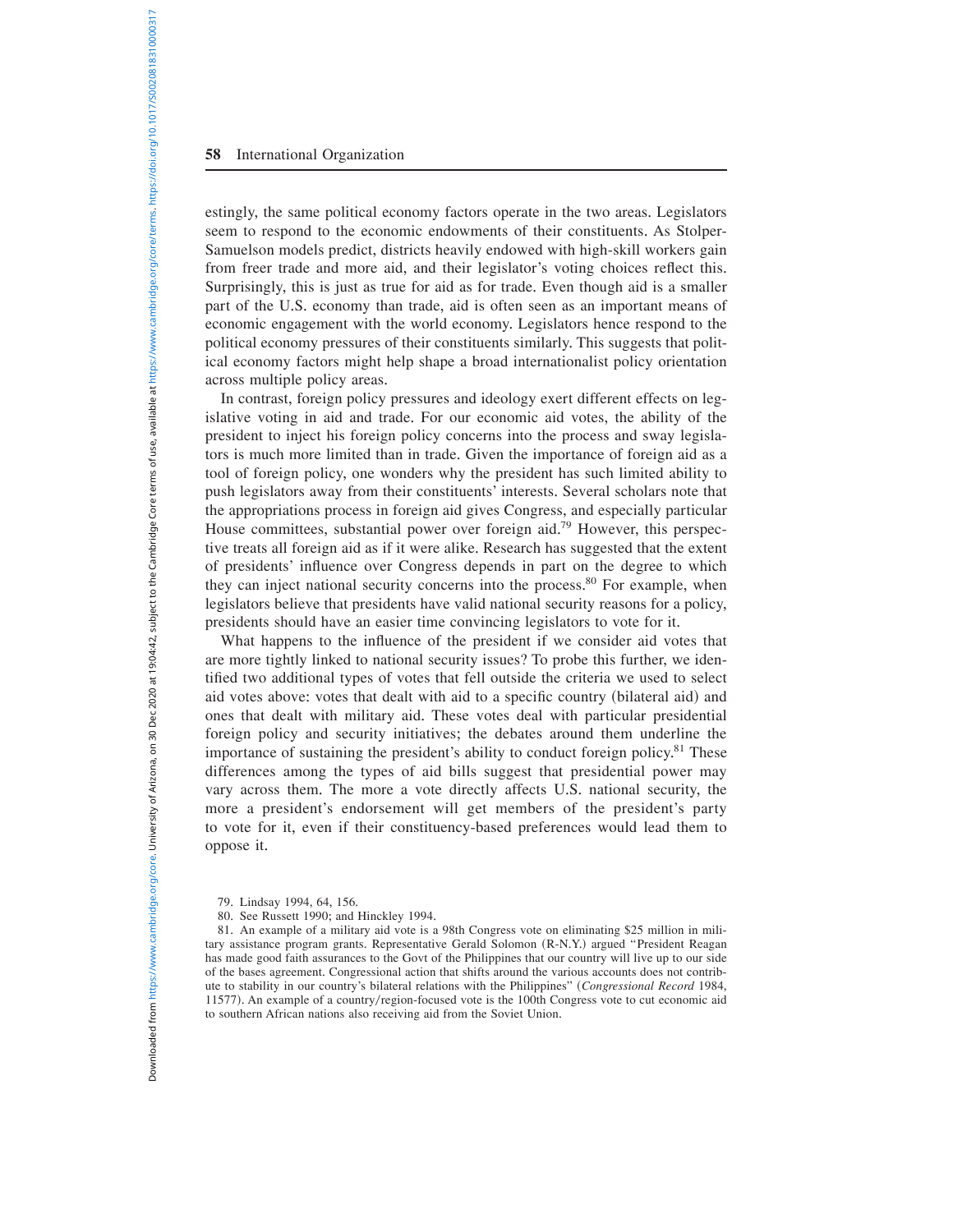estingly, the same political economy factors operate in the two areas. Legislators seem to respond to the economic endowments of their constituents. As Stolper-Samuelson models predict, districts heavily endowed with high-skill workers gain from freer trade and more aid, and their legislator's voting choices reflect this. Surprisingly, this is just as true for aid as for trade. Even though aid is a smaller part of the U.S. economy than trade, aid is often seen as an important means of economic engagement with the world economy. Legislators hence respond to the political economy pressures of their constituents similarly. This suggests that political economy factors might help shape a broad internationalist policy orientation across multiple policy areas.

In contrast, foreign policy pressures and ideology exert different effects on legislative voting in aid and trade. For our economic aid votes, the ability of the president to inject his foreign policy concerns into the process and sway legislators is much more limited than in trade. Given the importance of foreign aid as a tool of foreign policy, one wonders why the president has such limited ability to push legislators away from their constituents' interests. Several scholars note that the appropriations process in foreign aid gives Congress, and especially particular House committees, substantial power over foreign aid.[79] However, this perspective treats all foreign aid as if it were alike. Research has suggested that the extent of presidents' influence over Congress depends in part on the degree to which they can inject national security concerns into the process.[80] For example, when legislators believe that presidents have valid national security reasons for a policy, presidents should have an easier time convincing legislators to vote for it.

What happens to the influence of the president if we consider aid votes that are more tightly linked to national security issues? To probe this further, we identified two additional types of votes that fell outside the criteria we used to select aid votes above: votes that dealt with aid to a specific country (bilateral aid) and ones that dealt with military aid. These votes deal with particular presidential foreign policy and security initiatives; the debates around them underline the importance of sustaining the president's ability to conduct foreign policy.[81] These differences among the types of aid bills suggest that presidential power may vary across them. The more a vote directly affects U.S. national security, the more a president's endorsement will get members of the president's party to vote for it, even if their constituency-based preferences would lead them to oppose it.

79. Lindsay 1994, 64, 156.

80. See Russett 1990; and Hinckley 1994.

81. An example of a military aid vote is a 98th Congress vote on eliminating $25 million in military assistance program grants. Representative Gerald Solomon (R-N.Y.) argued "President Reagan has made good faith assurances to the Govt of the Philippines that our country will live up to our side of the bases agreement. Congressional action that shifts around the various accounts does not contribute to stability in our country's bilateral relations with the Philippines" (*Congressional Record* 1984, 11577). An example of a country/region-focused vote is the 100th Congress vote to cut economic aid to southern African nations also receiving aid from the Soviet Union.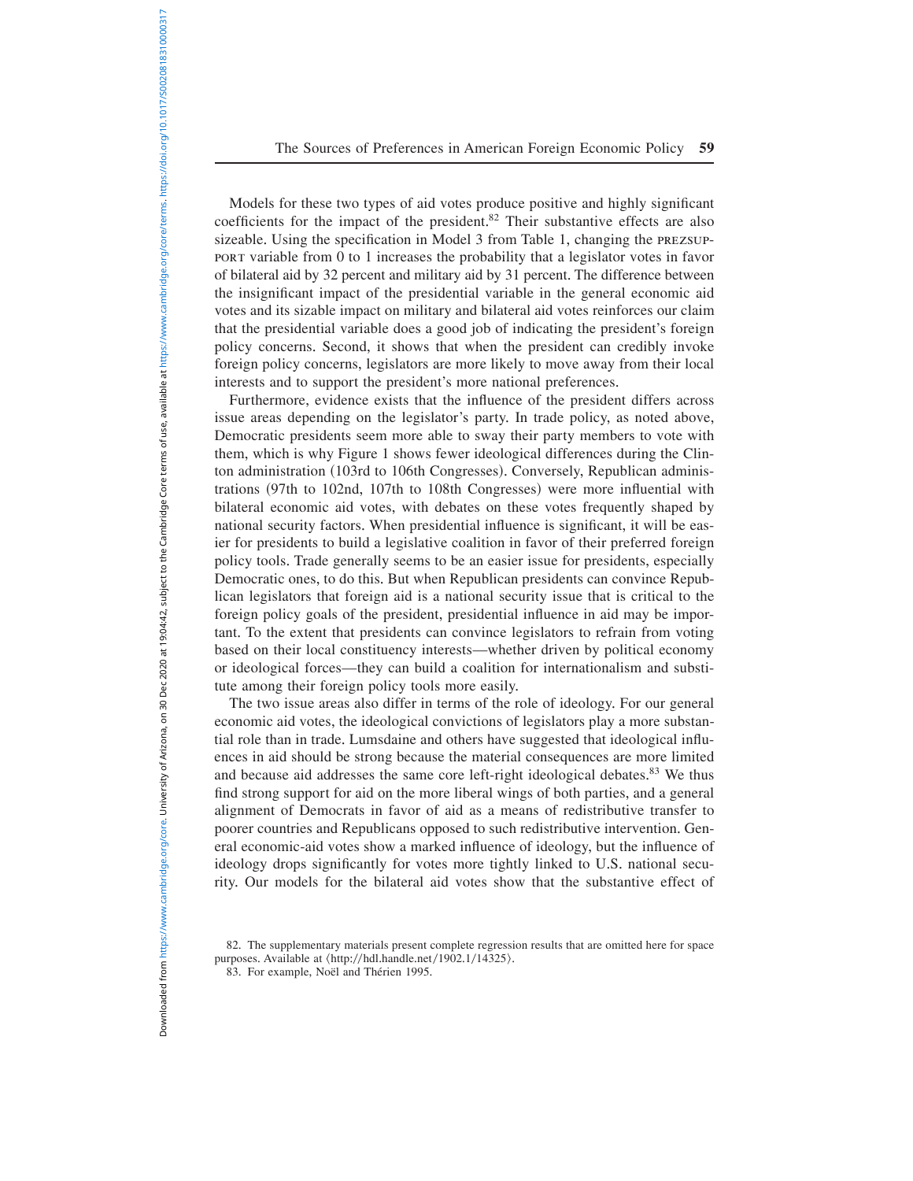Models for these two types of aid votes produce positive and highly significant coefficients for the impact of the president.[82] Their substantive effects are also sizeable. Using the specification in Model 3 from Table 1, changing the PREZSUPPORT variable from 0 to 1 increases the probability that a legislator votes in favor of bilateral aid by 32 percent and military aid by 31 percent. The difference between the insignificant impact of the presidential variable in the general economic aid votes and its sizable impact on military and bilateral aid votes reinforces our claim that the presidential variable does a good job of indicating the president's foreign policy concerns. Second, it shows that when the president can credibly invoke foreign policy concerns, legislators are more likely to move away from their local interests and to support the president's more national preferences.

Furthermore, evidence exists that the influence of the president differs across issue areas depending on the legislator's party. In trade policy, as noted above, Democratic presidents seem more able to sway their party members to vote with them, which is why Figure 1 shows fewer ideological differences during the Clinton administration (103rd to 106th Congresses). Conversely, Republican administrations (97th to 102nd, 107th to 108th Congresses) were more influential with bilateral economic aid votes, with debates on these votes frequently shaped by national security factors. When presidential influence is significant, it will be easier for presidents to build a legislative coalition in favor of their preferred foreign policy tools. Trade generally seems to be an easier issue for presidents, especially Democratic ones, to do this. But when Republican presidents can convince Republican legislators that foreign aid is a national security issue that is critical to the foreign policy goals of the president, presidential influence in aid may be important. To the extent that presidents can convince legislators to refrain from voting based on their local constituency interests—whether driven by political economy or ideological forces—they can build a coalition for internationalism and substitute among their foreign policy tools more easily.

The two issue areas also differ in terms of the role of ideology. For our general economic aid votes, the ideological convictions of legislators play a more substantial role than in trade. Lumsdaine and others have suggested that ideological influences in aid should be strong because the material consequences are more limited and because aid addresses the same core left-right ideological debates.[83] We thus find strong support for aid on the more liberal wings of both parties, and a general alignment of Democrats in favor of aid as a means of redistributive transfer to poorer countries and Republicans opposed to such redistributive intervention. General economic-aid votes show a marked influence of ideology, but the influence of ideology drops significantly for votes more tightly linked to U.S. national security. Our models for the bilateral aid votes show that the substantive effect of

82. The supplementary materials present complete regression results that are omitted here for space purposes. Available at ⟨http://hdl.handle.net/1902.1/14325⟩.

83. For example, Noël and Thérien 1995.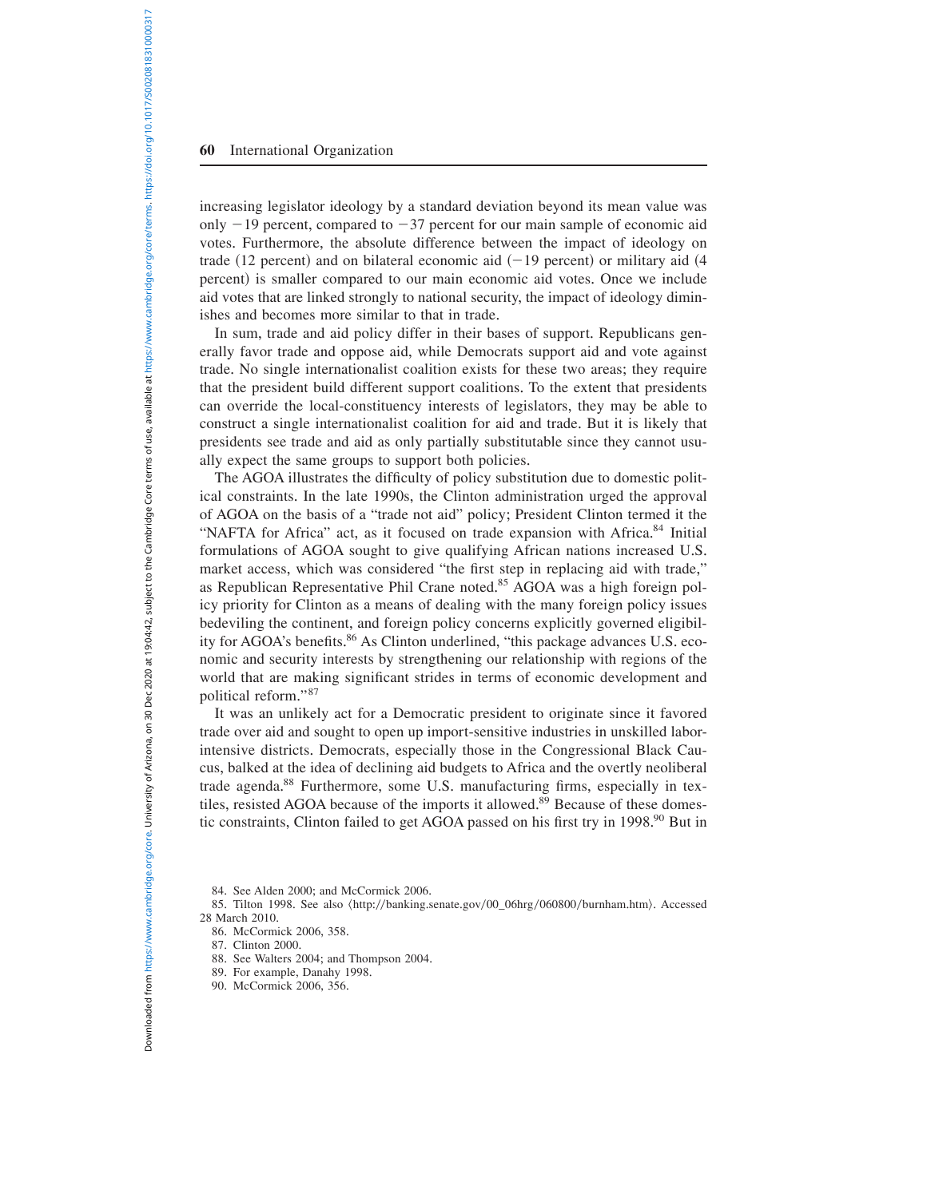increasing legislator ideology by a standard deviation beyond its mean value was only −19 percent, compared to −37 percent for our main sample of economic aid votes. Furthermore, the absolute difference between the impact of ideology on trade (12 percent) and on bilateral economic aid (−19 percent) or military aid (4 percent) is smaller compared to our main economic aid votes. Once we include aid votes that are linked strongly to national security, the impact of ideology diminishes and becomes more similar to that in trade.

In sum, trade and aid policy differ in their bases of support. Republicans generally favor trade and oppose aid, while Democrats support aid and vote against trade. No single internationalist coalition exists for these two areas; they require that the president build different support coalitions. To the extent that presidents can override the local-constituency interests of legislators, they may be able to construct a single internationalist coalition for aid and trade. But it is likely that presidents see trade and aid as only partially substitutable since they cannot usually expect the same groups to support both policies.

The AGOA illustrates the difficulty of policy substitution due to domestic political constraints. In the late 1990s, the Clinton administration urged the approval of AGOA on the basis of a "trade not aid" policy; President Clinton termed it the "NAFTA for Africa" act, as it focused on trade expansion with Africa.[84] Initial formulations of AGOA sought to give qualifying African nations increased U.S. market access, which was considered "the first step in replacing aid with trade," as Republican Representative Phil Crane noted.[85] AGOA was a high foreign policy priority for Clinton as a means of dealing with the many foreign policy issues bedeviling the continent, and foreign policy concerns explicitly governed eligibility for AGOA's benefits.[86] As Clinton underlined, "this package advances U.S. economic and security interests by strengthening our relationship with regions of the world that are making significant strides in terms of economic development and political reform."[87]

It was an unlikely act for a Democratic president to originate since it favored trade over aid and sought to open up import-sensitive industries in unskilled labor-intensive districts. Democrats, especially those in the Congressional Black Caucus, balked at the idea of declining aid budgets to Africa and the overtly neoliberal trade agenda.[88] Furthermore, some U.S. manufacturing firms, especially in textiles, resisted AGOA because of the imports it allowed.[89] Because of these domestic constraints, Clinton failed to get AGOA passed on his first try in 1998.[90] But in

84. See Alden 2000; and McCormick 2006.

85. Tilton 1998. See also ⟨http://banking.senate.gov/00_06hrg/060800/burnham.htm⟩. Accessed 28 March 2010.

86. McCormick 2006, 358.

87. Clinton 2000.

88. See Walters 2004; and Thompson 2004.

89. For example, Danahy 1998.

90. McCormick 2006, 356.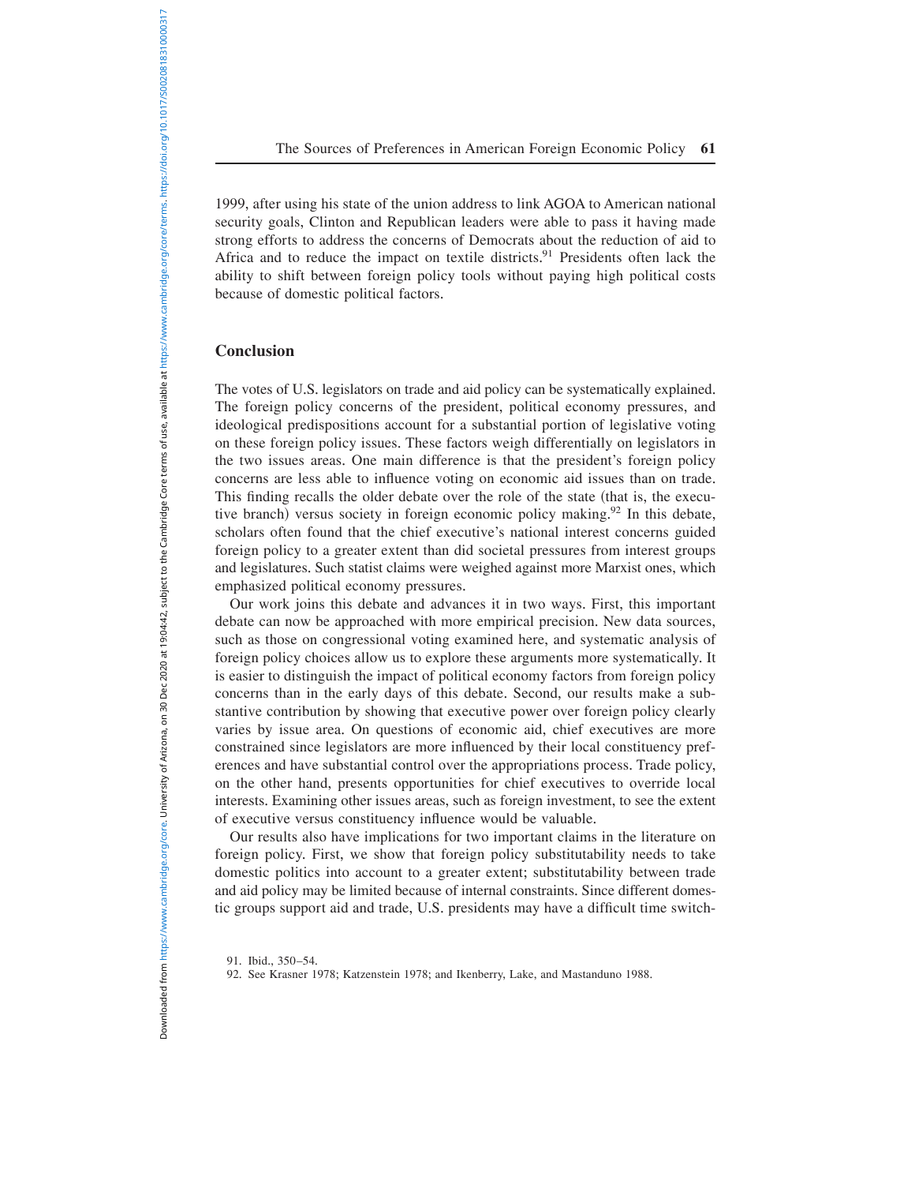1999, after using his state of the union address to link AGOA to American national security goals, Clinton and Republican leaders were able to pass it having made strong efforts to address the concerns of Democrats about the reduction of aid to Africa and to reduce the impact on textile districts.[91] Presidents often lack the ability to shift between foreign policy tools without paying high political costs because of domestic political factors.

## Conclusion

The votes of U.S. legislators on trade and aid policy can be systematically explained. The foreign policy concerns of the president, political economy pressures, and ideological predispositions account for a substantial portion of legislative voting on these foreign policy issues. These factors weigh differentially on legislators in the two issues areas. One main difference is that the president's foreign policy concerns are less able to influence voting on economic aid issues than on trade. This finding recalls the older debate over the role of the state (that is, the executive branch) versus society in foreign economic policy making.[92] In this debate, scholars often found that the chief executive's national interest concerns guided foreign policy to a greater extent than did societal pressures from interest groups and legislatures. Such statist claims were weighed against more Marxist ones, which emphasized political economy pressures.

Our work joins this debate and advances it in two ways. First, this important debate can now be approached with more empirical precision. New data sources, such as those on congressional voting examined here, and systematic analysis of foreign policy choices allow us to explore these arguments more systematically. It is easier to distinguish the impact of political economy factors from foreign policy concerns than in the early days of this debate. Second, our results make a substantive contribution by showing that executive power over foreign policy clearly varies by issue area. On questions of economic aid, chief executives are more constrained since legislators are more influenced by their local constituency preferences and have substantial control over the appropriations process. Trade policy, on the other hand, presents opportunities for chief executives to override local interests. Examining other issues areas, such as foreign investment, to see the extent of executive versus constituency influence would be valuable.

Our results also have implications for two important claims in the literature on foreign policy. First, we show that foreign policy substitutability needs to take domestic politics into account to a greater extent; substitutability between trade and aid policy may be limited because of internal constraints. Since different domestic groups support aid and trade, U.S. presidents may have a difficult time switch-

91. Ibid., 350–54.

92. See Krasner 1978; Katzenstein 1978; and Ikenberry, Lake, and Mastanduno 1988.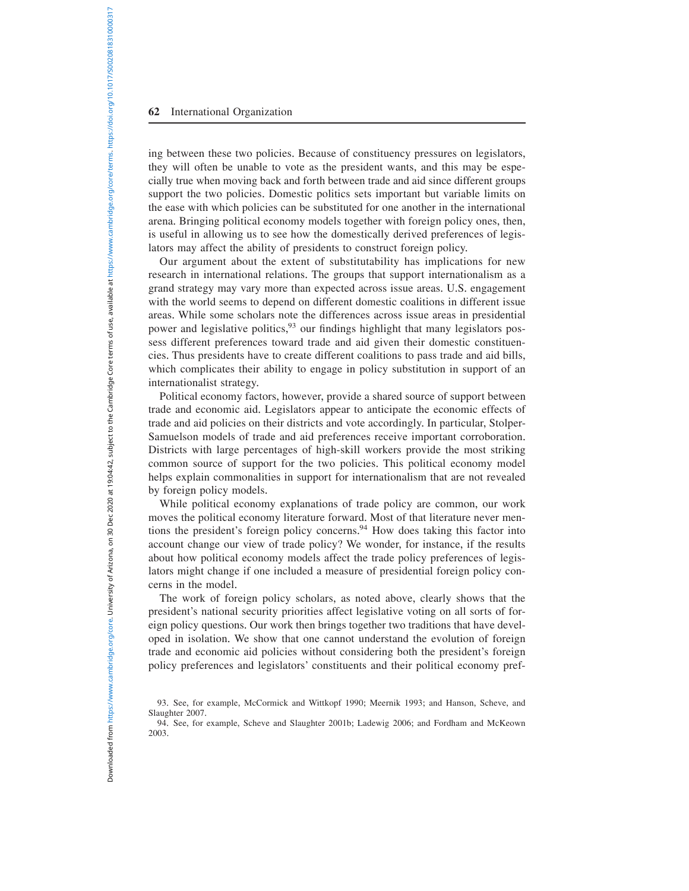ing between these two policies. Because of constituency pressures on legislators, they will often be unable to vote as the president wants, and this may be especially true when moving back and forth between trade and aid since different groups support the two policies. Domestic politics sets important but variable limits on the ease with which policies can be substituted for one another in the international arena. Bringing political economy models together with foreign policy ones, then, is useful in allowing us to see how the domestically derived preferences of legislators may affect the ability of presidents to construct foreign policy.

Our argument about the extent of substitutability has implications for new research in international relations. The groups that support internationalism as a grand strategy may vary more than expected across issue areas. U.S. engagement with the world seems to depend on different domestic coalitions in different issue areas. While some scholars note the differences across issue areas in presidential power and legislative politics,[93] our findings highlight that many legislators possess different preferences toward trade and aid given their domestic constituencies. Thus presidents have to create different coalitions to pass trade and aid bills, which complicates their ability to engage in policy substitution in support of an internationalist strategy.

Political economy factors, however, provide a shared source of support between trade and economic aid. Legislators appear to anticipate the economic effects of trade and aid policies on their districts and vote accordingly. In particular, Stolper-Samuelson models of trade and aid preferences receive important corroboration. Districts with large percentages of high-skill workers provide the most striking common source of support for the two policies. This political economy model helps explain commonalities in support for internationalism that are not revealed by foreign policy models.

While political economy explanations of trade policy are common, our work moves the political economy literature forward. Most of that literature never mentions the president's foreign policy concerns.[94] How does taking this factor into account change our view of trade policy? We wonder, for instance, if the results about how political economy models affect the trade policy preferences of legislators might change if one included a measure of presidential foreign policy concerns in the model.

The work of foreign policy scholars, as noted above, clearly shows that the president's national security priorities affect legislative voting on all sorts of foreign policy questions. Our work then brings together two traditions that have developed in isolation. We show that one cannot understand the evolution of foreign trade and economic aid policies without considering both the president's foreign policy preferences and legislators' constituents and their political economy pref-

93. See, for example, McCormick and Wittkopf 1990; Meernik 1993; and Hanson, Scheve, and Slaughter 2007.

94. See, for example, Scheve and Slaughter 2001b; Ladewig 2006; and Fordham and McKeown 2003.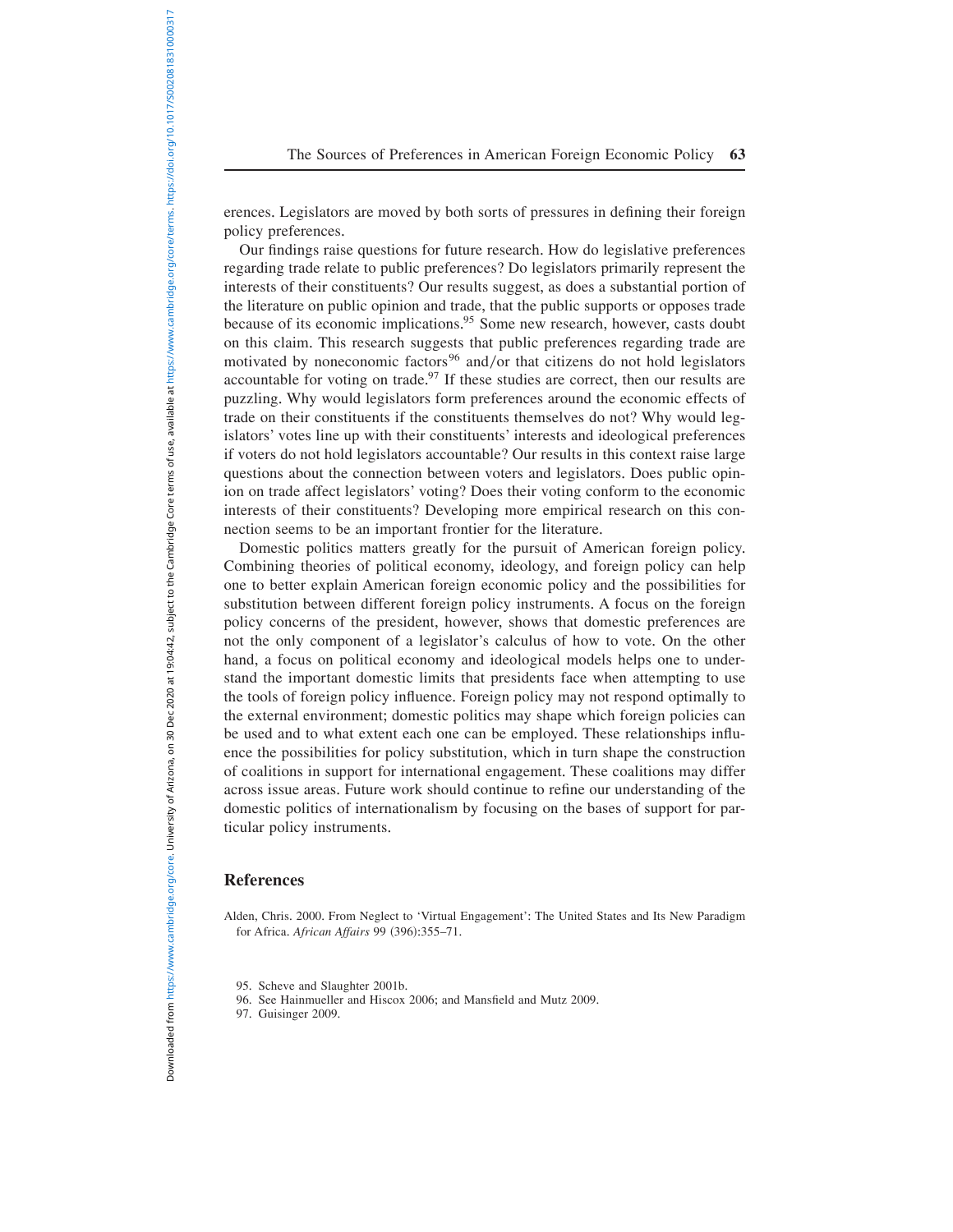erences. Legislators are moved by both sorts of pressures in defining their foreign policy preferences.

Our findings raise questions for future research. How do legislative preferences regarding trade relate to public preferences? Do legislators primarily represent the interests of their constituents? Our results suggest, as does a substantial portion of the literature on public opinion and trade, that the public supports or opposes trade because of its economic implications.[95] Some new research, however, casts doubt on this claim. This research suggests that public preferences regarding trade are motivated by noneconomic factors[96] and/or that citizens do not hold legislators accountable for voting on trade.[97] If these studies are correct, then our results are puzzling. Why would legislators form preferences around the economic effects of trade on their constituents if the constituents themselves do not? Why would legislators' votes line up with their constituents' interests and ideological preferences if voters do not hold legislators accountable? Our results in this context raise large questions about the connection between voters and legislators. Does public opinion on trade affect legislators' voting? Does their voting conform to the economic interests of their constituents? Developing more empirical research on this connection seems to be an important frontier for the literature.

Domestic politics matters greatly for the pursuit of American foreign policy. Combining theories of political economy, ideology, and foreign policy can help one to better explain American foreign economic policy and the possibilities for substitution between different foreign policy instruments. A focus on the foreign policy concerns of the president, however, shows that domestic preferences are not the only component of a legislator's calculus of how to vote. On the other hand, a focus on political economy and ideological models helps one to understand the important domestic limits that presidents face when attempting to use the tools of foreign policy influence. Foreign policy may not respond optimally to the external environment; domestic politics may shape which foreign policies can be used and to what extent each one can be employed. These relationships influence the possibilities for policy substitution, which in turn shape the construction of coalitions in support for international engagement. These coalitions may differ across issue areas. Future work should continue to refine our understanding of the domestic politics of internationalism by focusing on the bases of support for particular policy instruments.

## References

Alden, Chris. 2000. From Neglect to 'Virtual Engagement': The United States and Its New Paradigm for Africa. *African Affairs* 99 (396):355–71.

95. Scheve and Slaughter 2001b.
96. See Hainmueller and Hiscox 2006; and Mansfield and Mutz 2009.
97. Guisinger 2009.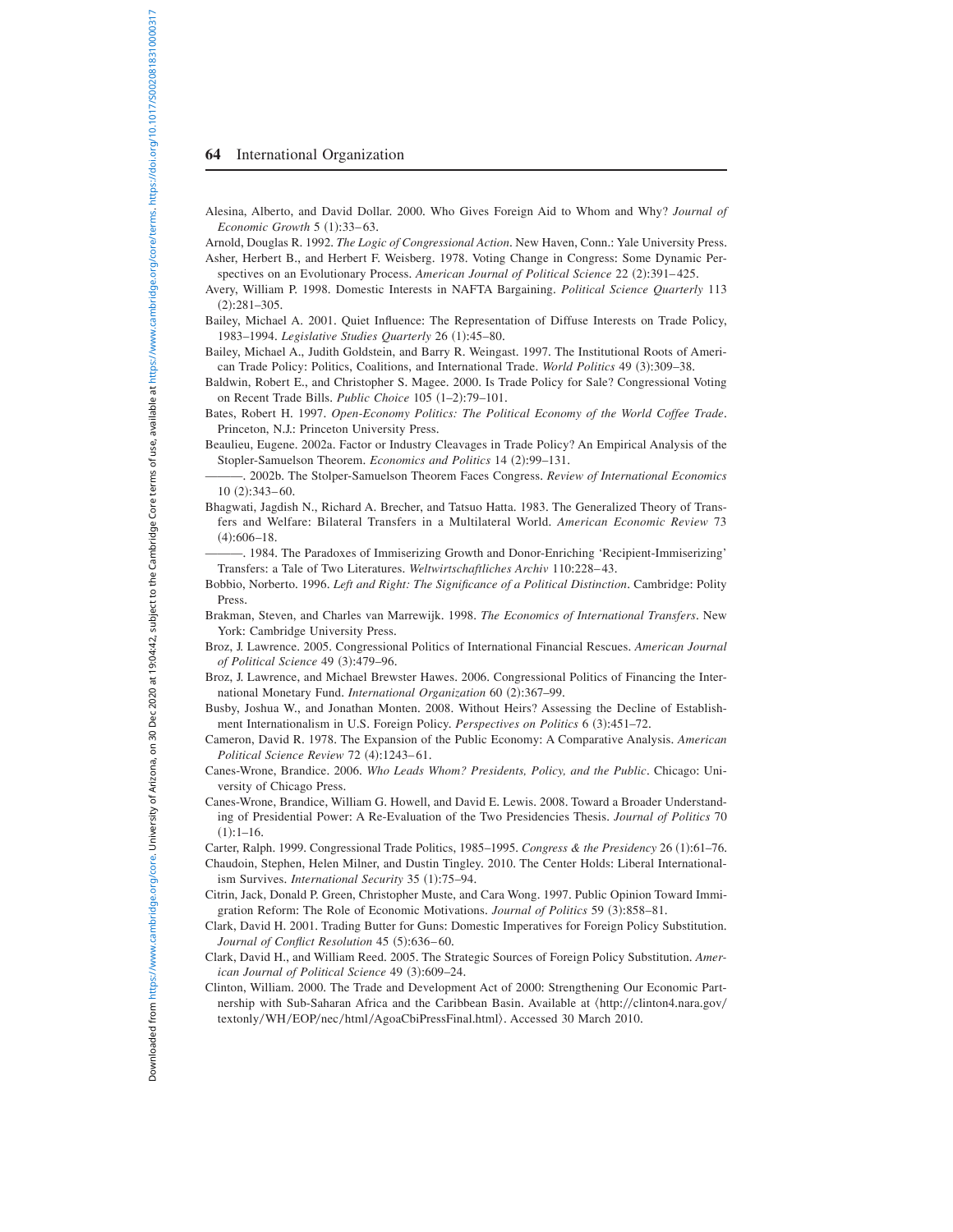Alesina, Alberto, and David Dollar. 2000. Who Gives Foreign Aid to Whom and Why? *Journal of Economic Growth* 5 (1):33–63.

Arnold, Douglas R. 1992. *The Logic of Congressional Action*. New Haven, Conn.: Yale University Press.

Asher, Herbert B., and Herbert F. Weisberg. 1978. Voting Change in Congress: Some Dynamic Perspectives on an Evolutionary Process. *American Journal of Political Science* 22 (2):391–425.

Avery, William P. 1998. Domestic Interests in NAFTA Bargaining. *Political Science Quarterly* 113 (2):281–305.

Bailey, Michael A. 2001. Quiet Influence: The Representation of Diffuse Interests on Trade Policy, 1983–1994. *Legislative Studies Quarterly* 26 (1):45–80.

Bailey, Michael A., Judith Goldstein, and Barry R. Weingast. 1997. The Institutional Roots of American Trade Policy: Politics, Coalitions, and International Trade. *World Politics* 49 (3):309–38.

Baldwin, Robert E., and Christopher S. Magee. 2000. Is Trade Policy for Sale? Congressional Voting on Recent Trade Bills. *Public Choice* 105 (1–2):79–101.

Bates, Robert H. 1997. *Open-Economy Politics: The Political Economy of the World Coffee Trade*. Princeton, N.J.: Princeton University Press.

Beaulieu, Eugene. 2002a. Factor or Industry Cleavages in Trade Policy? An Empirical Analysis of the Stopler-Samuelson Theorem. *Economics and Politics* 14 (2):99–131.

———. 2002b. The Stolper-Samuelson Theorem Faces Congress. *Review of International Economics* 10 (2):343–60.

Bhagwati, Jagdish N., Richard A. Brecher, and Tatsuo Hatta. 1983. The Generalized Theory of Transfers and Welfare: Bilateral Transfers in a Multilateral World. *American Economic Review* 73 (4):606–18.

———. 1984. The Paradoxes of Immiserizing Growth and Donor-Enriching 'Recipient-Immiserizing' Transfers: a Tale of Two Literatures. *Weltwirtschaftliches Archiv* 110:228–43.

Bobbio, Norberto. 1996. *Left and Right: The Significance of a Political Distinction*. Cambridge: Polity Press.

Brakman, Steven, and Charles van Marrewijk. 1998. *The Economics of International Transfers*. New York: Cambridge University Press.

Broz, J. Lawrence. 2005. Congressional Politics of International Financial Rescues. *American Journal of Political Science* 49 (3):479–96.

Broz, J. Lawrence, and Michael Brewster Hawes. 2006. Congressional Politics of Financing the International Monetary Fund. *International Organization* 60 (2):367–99.

Busby, Joshua W., and Jonathan Monten. 2008. Without Heirs? Assessing the Decline of Establishment Internationalism in U.S. Foreign Policy. *Perspectives on Politics* 6 (3):451–72.

Cameron, David R. 1978. The Expansion of the Public Economy: A Comparative Analysis. *American Political Science Review* 72 (4):1243–61.

Canes-Wrone, Brandice. 2006. *Who Leads Whom? Presidents, Policy, and the Public*. Chicago: University of Chicago Press.

Canes-Wrone, Brandice, William G. Howell, and David E. Lewis. 2008. Toward a Broader Understanding of Presidential Power: A Re-Evaluation of the Two Presidencies Thesis. *Journal of Politics* 70 (1):1–16.

Carter, Ralph. 1999. Congressional Trade Politics, 1985–1995. *Congress & the Presidency* 26 (1):61–76.

Chaudoin, Stephen, Helen Milner, and Dustin Tingley. 2010. The Center Holds: Liberal Internationalism Survives. *International Security* 35 (1):75–94.

Citrin, Jack, Donald P. Green, Christopher Muste, and Cara Wong. 1997. Public Opinion Toward Immigration Reform: The Role of Economic Motivations. *Journal of Politics* 59 (3):858–81.

Clark, David H. 2001. Trading Butter for Guns: Domestic Imperatives for Foreign Policy Substitution. *Journal of Conflict Resolution* 45 (5):636–60.

Clark, David H., and William Reed. 2005. The Strategic Sources of Foreign Policy Substitution. *American Journal of Political Science* 49 (3):609–24.

Clinton, William. 2000. The Trade and Development Act of 2000: Strengthening Our Economic Partnership with Sub-Saharan Africa and the Caribbean Basin. Available at ⟨http://clinton4.nara.gov/textonly/WH/EOP/nec/html/AgoaCbiPressFinal.html⟩. Accessed 30 March 2010.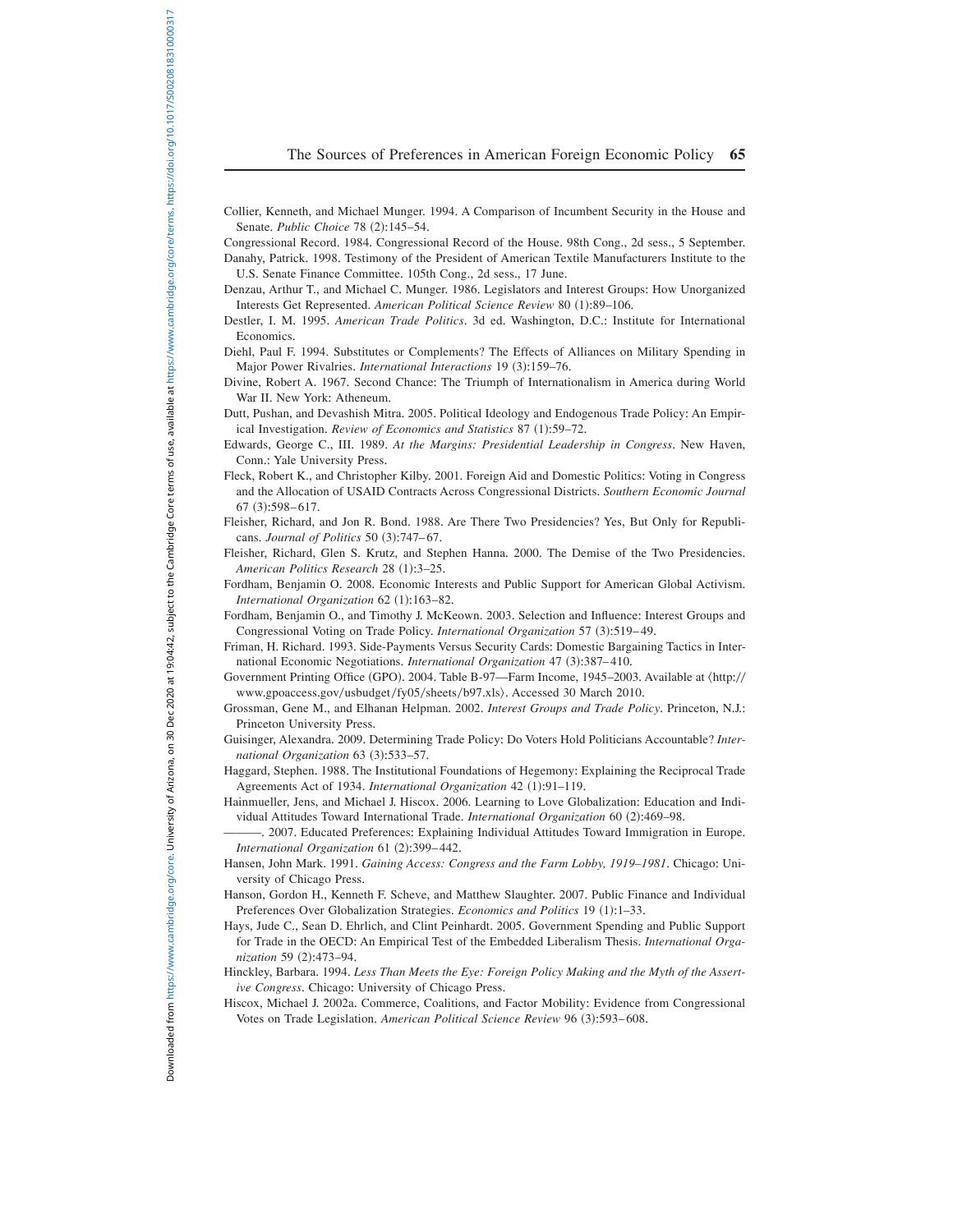Collier, Kenneth, and Michael Munger. 1994. A Comparison of Incumbent Security in the House and Senate. *Public Choice* 78 (2):145–54.

Congressional Record. 1984. Congressional Record of the House. 98th Cong., 2d sess., 5 September.

Danahy, Patrick. 1998. Testimony of the President of American Textile Manufacturers Institute to the U.S. Senate Finance Committee. 105th Cong., 2d sess., 17 June.

Denzau, Arthur T., and Michael C. Munger. 1986. Legislators and Interest Groups: How Unorganized Interests Get Represented. *American Political Science Review* 80 (1):89–106.

Destler, I. M. 1995. *American Trade Politics*. 3d ed. Washington, D.C.: Institute for International Economics.

Diehl, Paul F. 1994. Substitutes or Complements? The Effects of Alliances on Military Spending in Major Power Rivalries. *International Interactions* 19 (3):159–76.

Divine, Robert A. 1967. Second Chance: The Triumph of Internationalism in America during World War II. New York: Atheneum.

Dutt, Pushan, and Devashish Mitra. 2005. Political Ideology and Endogenous Trade Policy: An Empirical Investigation. *Review of Economics and Statistics* 87 (1):59–72.

Edwards, George C., III. 1989. *At the Margins: Presidential Leadership in Congress*. New Haven, Conn.: Yale University Press.

Fleck, Robert K., and Christopher Kilby. 2001. Foreign Aid and Domestic Politics: Voting in Congress and the Allocation of USAID Contracts Across Congressional Districts. *Southern Economic Journal* 67 (3):598–617.

Fleisher, Richard, and Jon R. Bond. 1988. Are There Two Presidencies? Yes, But Only for Republicans. *Journal of Politics* 50 (3):747–67.

Fleisher, Richard, Glen S. Krutz, and Stephen Hanna. 2000. The Demise of the Two Presidencies. *American Politics Research* 28 (1):3–25.

Fordham, Benjamin O. 2008. Economic Interests and Public Support for American Global Activism. *International Organization* 62 (1):163–82.

Fordham, Benjamin O., and Timothy J. McKeown. 2003. Selection and Influence: Interest Groups and Congressional Voting on Trade Policy. *International Organization* 57 (3):519–49.

Friman, H. Richard. 1993. Side-Payments Versus Security Cards: Domestic Bargaining Tactics in International Economic Negotiations. *International Organization* 47 (3):387–410.

Government Printing Office (GPO). 2004. Table B-97—Farm Income, 1945–2003. Available at ⟨http://www.gpoaccess.gov/usbudget/fy05/sheets/b97.xls⟩. Accessed 30 March 2010.

Grossman, Gene M., and Elhanan Helpman. 2002. *Interest Groups and Trade Policy*. Princeton, N.J.: Princeton University Press.

Guisinger, Alexandra. 2009. Determining Trade Policy: Do Voters Hold Politicians Accountable? *International Organization* 63 (3):533–57.

Haggard, Stephen. 1988. The Institutional Foundations of Hegemony: Explaining the Reciprocal Trade Agreements Act of 1934. *International Organization* 42 (1):91–119.

Hainmueller, Jens, and Michael J. Hiscox. 2006. Learning to Love Globalization: Education and Individual Attitudes Toward International Trade. *International Organization* 60 (2):469–98.

———. 2007. Educated Preferences: Explaining Individual Attitudes Toward Immigration in Europe. *International Organization* 61 (2):399–442.

Hansen, John Mark. 1991. *Gaining Access: Congress and the Farm Lobby, 1919–1981*. Chicago: University of Chicago Press.

Hanson, Gordon H., Kenneth F. Scheve, and Matthew Slaughter. 2007. Public Finance and Individual Preferences Over Globalization Strategies. *Economics and Politics* 19 (1):1–33.

Hays, Jude C., Sean D. Ehrlich, and Clint Peinhardt. 2005. Government Spending and Public Support for Trade in the OECD: An Empirical Test of the Embedded Liberalism Thesis. *International Organization* 59 (2):473–94.

Hinckley, Barbara. 1994. *Less Than Meets the Eye: Foreign Policy Making and the Myth of the Assertive Congress*. Chicago: University of Chicago Press.

Hiscox, Michael J. 2002a. Commerce, Coalitions, and Factor Mobility: Evidence from Congressional Votes on Trade Legislation. *American Political Science Review* 96 (3):593–608.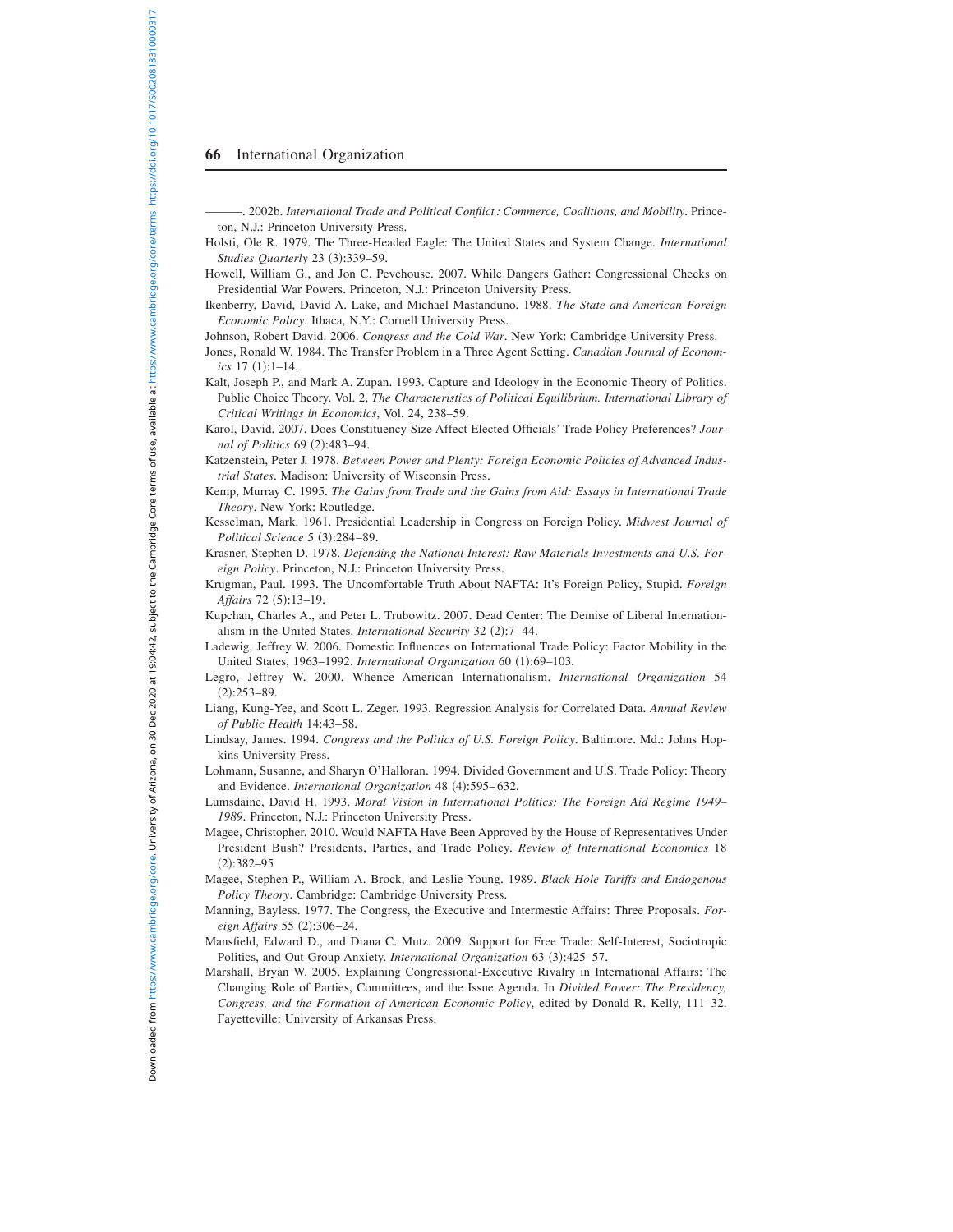———. 2002b. *International Trade and Political Conflict: Commerce, Coalitions, and Mobility*. Princeton, N.J.: Princeton University Press.

Holsti, Ole R. 1979. The Three-Headed Eagle: The United States and System Change. *International Studies Quarterly* 23 (3):339–59.

Howell, William G., and Jon C. Pevehouse. 2007. While Dangers Gather: Congressional Checks on Presidential War Powers. Princeton, N.J.: Princeton University Press.

Ikenberry, David, David A. Lake, and Michael Mastanduno. 1988. *The State and American Foreign Economic Policy*. Ithaca, N.Y.: Cornell University Press.

Johnson, Robert David. 2006. *Congress and the Cold War*. New York: Cambridge University Press.

Jones, Ronald W. 1984. The Transfer Problem in a Three Agent Setting. *Canadian Journal of Economics* 17 (1):1–14.

Kalt, Joseph P., and Mark A. Zupan. 1993. Capture and Ideology in the Economic Theory of Politics. Public Choice Theory. Vol. 2, *The Characteristics of Political Equilibrium. International Library of Critical Writings in Economics*, Vol. 24, 238–59.

Karol, David. 2007. Does Constituency Size Affect Elected Officials' Trade Policy Preferences? *Journal of Politics* 69 (2):483–94.

Katzenstein, Peter J. 1978. *Between Power and Plenty: Foreign Economic Policies of Advanced Industrial States*. Madison: University of Wisconsin Press.

Kemp, Murray C. 1995. *The Gains from Trade and the Gains from Aid: Essays in International Trade Theory*. New York: Routledge.

Kesselman, Mark. 1961. Presidential Leadership in Congress on Foreign Policy. *Midwest Journal of Political Science* 5 (3):284–89.

Krasner, Stephen D. 1978. *Defending the National Interest: Raw Materials Investments and U.S. Foreign Policy*. Princeton, N.J.: Princeton University Press.

Krugman, Paul. 1993. The Uncomfortable Truth About NAFTA: It's Foreign Policy, Stupid. *Foreign Affairs* 72 (5):13–19.

Kupchan, Charles A., and Peter L. Trubowitz. 2007. Dead Center: The Demise of Liberal Internationalism in the United States. *International Security* 32 (2):7–44.

Ladewig, Jeffrey W. 2006. Domestic Influences on International Trade Policy: Factor Mobility in the United States, 1963–1992. *International Organization* 60 (1):69–103.

Legro, Jeffrey W. 2000. Whence American Internationalism. *International Organization* 54 (2):253–89.

Liang, Kung-Yee, and Scott L. Zeger. 1993. Regression Analysis for Correlated Data. *Annual Review of Public Health* 14:43–58.

Lindsay, James. 1994. *Congress and the Politics of U.S. Foreign Policy*. Baltimore. Md.: Johns Hopkins University Press.

Lohmann, Susanne, and Sharyn O'Halloran. 1994. Divided Government and U.S. Trade Policy: Theory and Evidence. *International Organization* 48 (4):595–632.

Lumsdaine, David H. 1993. *Moral Vision in International Politics: The Foreign Aid Regime 1949–1989*. Princeton, N.J.: Princeton University Press.

Magee, Christopher. 2010. Would NAFTA Have Been Approved by the House of Representatives Under President Bush? Presidents, Parties, and Trade Policy. *Review of International Economics* 18 (2):382–95

Magee, Stephen P., William A. Brock, and Leslie Young. 1989. *Black Hole Tariffs and Endogenous Policy Theory*. Cambridge: Cambridge University Press.

Manning, Bayless. 1977. The Congress, the Executive and Intermestic Affairs: Three Proposals. *Foreign Affairs* 55 (2):306–24.

Mansfield, Edward D., and Diana C. Mutz. 2009. Support for Free Trade: Self-Interest, Sociotropic Politics, and Out-Group Anxiety. *International Organization* 63 (3):425–57.

Marshall, Bryan W. 2005. Explaining Congressional-Executive Rivalry in International Affairs: The Changing Role of Parties, Committees, and the Issue Agenda. In *Divided Power: The Presidency, Congress, and the Formation of American Economic Policy*, edited by Donald R. Kelly, 111–32. Fayetteville: University of Arkansas Press.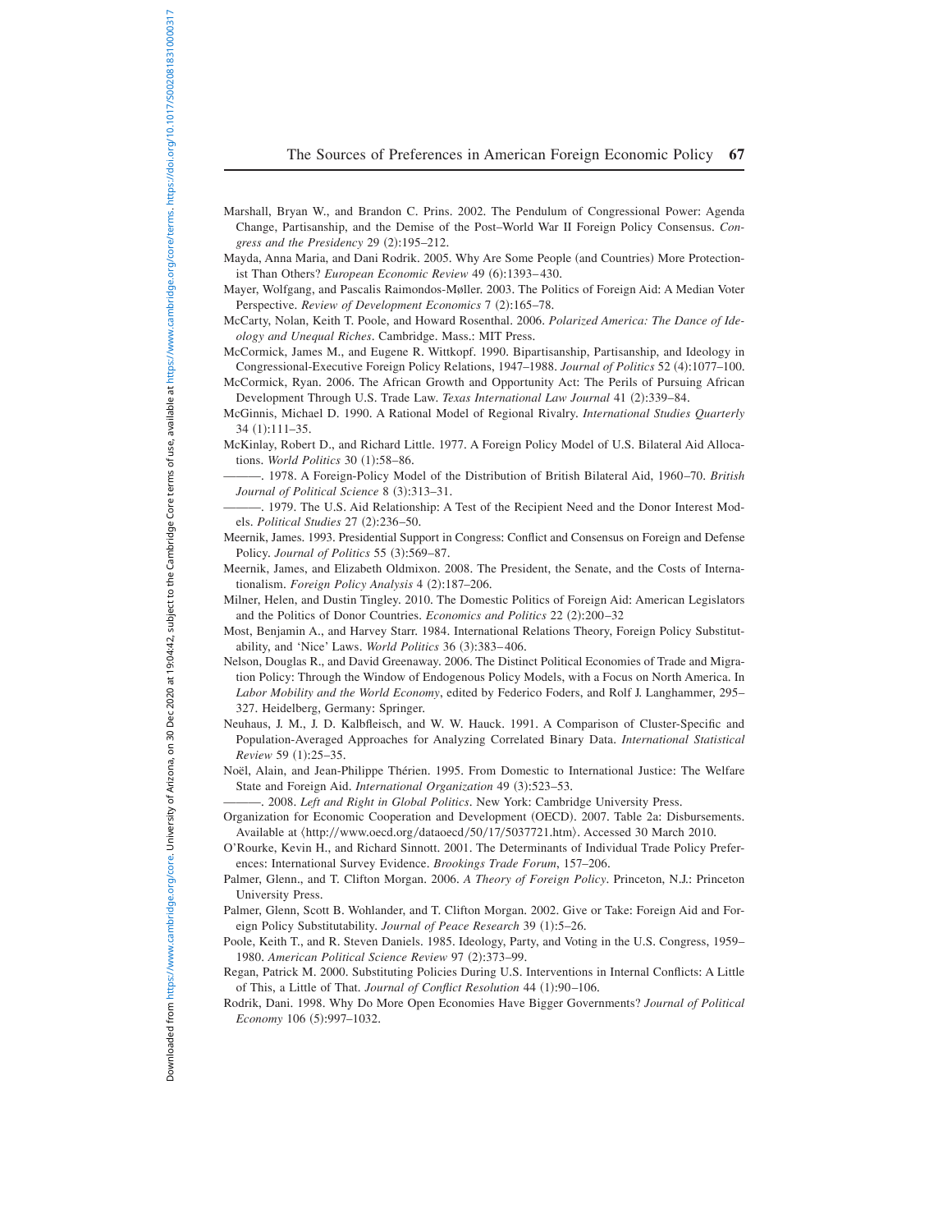Marshall, Bryan W., and Brandon C. Prins. 2002. The Pendulum of Congressional Power: Agenda Change, Partisanship, and the Demise of the Post–World War II Foreign Policy Consensus. *Congress and the Presidency* 29 (2):195–212.

Mayda, Anna Maria, and Dani Rodrik. 2005. Why Are Some People (and Countries) More Protectionist Than Others? *European Economic Review* 49 (6):1393–430.

Mayer, Wolfgang, and Pascalis Raimondos-Møller. 2003. The Politics of Foreign Aid: A Median Voter Perspective. *Review of Development Economics* 7 (2):165–78.

McCarty, Nolan, Keith T. Poole, and Howard Rosenthal. 2006. *Polarized America: The Dance of Ideology and Unequal Riches*. Cambridge. Mass.: MIT Press.

McCormick, James M., and Eugene R. Wittkopf. 1990. Bipartisanship, Partisanship, and Ideology in Congressional-Executive Foreign Policy Relations, 1947–1988. *Journal of Politics* 52 (4):1077–100.

McCormick, Ryan. 2006. The African Growth and Opportunity Act: The Perils of Pursuing African Development Through U.S. Trade Law. *Texas International Law Journal* 41 (2):339–84.

McGinnis, Michael D. 1990. A Rational Model of Regional Rivalry. *International Studies Quarterly* 34 (1):111–35.

McKinlay, Robert D., and Richard Little. 1977. A Foreign Policy Model of U.S. Bilateral Aid Allocations. *World Politics* 30 (1):58–86.

———. 1978. A Foreign-Policy Model of the Distribution of British Bilateral Aid, 1960–70. *British Journal of Political Science* 8 (3):313–31.

———. 1979. The U.S. Aid Relationship: A Test of the Recipient Need and the Donor Interest Models. *Political Studies* 27 (2):236–50.

Meernik, James. 1993. Presidential Support in Congress: Conflict and Consensus on Foreign and Defense Policy. *Journal of Politics* 55 (3):569–87.

Meernik, James, and Elizabeth Oldmixon. 2008. The President, the Senate, and the Costs of Internationalism. *Foreign Policy Analysis* 4 (2):187–206.

Milner, Helen, and Dustin Tingley. 2010. The Domestic Politics of Foreign Aid: American Legislators and the Politics of Donor Countries. *Economics and Politics* 22 (2):200–32

Most, Benjamin A., and Harvey Starr. 1984. International Relations Theory, Foreign Policy Substitutability, and 'Nice' Laws. *World Politics* 36 (3):383–406.

Nelson, Douglas R., and David Greenaway. 2006. The Distinct Political Economies of Trade and Migration Policy: Through the Window of Endogenous Policy Models, with a Focus on North America. In *Labor Mobility and the World Economy*, edited by Federico Foders, and Rolf J. Langhammer, 295–327. Heidelberg, Germany: Springer.

Neuhaus, J. M., J. D. Kalbfleisch, and W. W. Hauck. 1991. A Comparison of Cluster-Specific and Population-Averaged Approaches for Analyzing Correlated Binary Data. *International Statistical Review* 59 (1):25–35.

Noël, Alain, and Jean-Philippe Thérien. 1995. From Domestic to International Justice: The Welfare State and Foreign Aid. *International Organization* 49 (3):523–53.

———. 2008. *Left and Right in Global Politics*. New York: Cambridge University Press.

Organization for Economic Cooperation and Development (OECD). 2007. Table 2a: Disbursements. Available at ⟨http://www.oecd.org/dataoecd/50/17/5037721.htm⟩. Accessed 30 March 2010.

O'Rourke, Kevin H., and Richard Sinnott. 2001. The Determinants of Individual Trade Policy Preferences: International Survey Evidence. *Brookings Trade Forum*, 157–206.

Palmer, Glenn., and T. Clifton Morgan. 2006. *A Theory of Foreign Policy*. Princeton, N.J.: Princeton University Press.

Palmer, Glenn, Scott B. Wohlander, and T. Clifton Morgan. 2002. Give or Take: Foreign Aid and Foreign Policy Substitutability. *Journal of Peace Research* 39 (1):5–26.

Poole, Keith T., and R. Steven Daniels. 1985. Ideology, Party, and Voting in the U.S. Congress, 1959–1980. *American Political Science Review* 97 (2):373–99.

Regan, Patrick M. 2000. Substituting Policies During U.S. Interventions in Internal Conflicts: A Little of This, a Little of That. *Journal of Conflict Resolution* 44 (1):90–106.

Rodrik, Dani. 1998. Why Do More Open Economies Have Bigger Governments? *Journal of Political Economy* 106 (5):997–1032.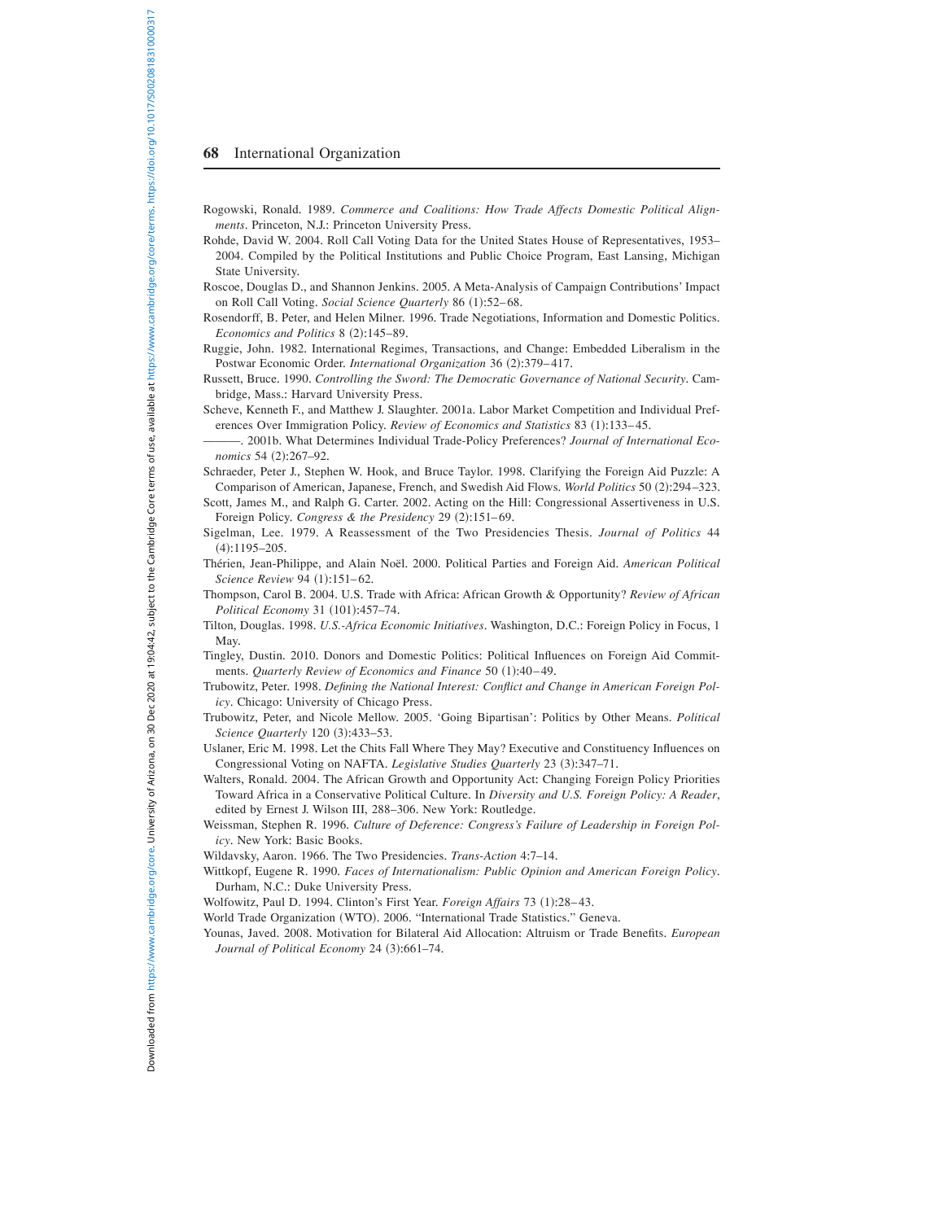Rogowski, Ronald. 1989. *Commerce and Coalitions: How Trade Affects Domestic Political Alignments*. Princeton, N.J.: Princeton University Press.

Rohde, David W. 2004. Roll Call Voting Data for the United States House of Representatives, 1953–2004. Compiled by the Political Institutions and Public Choice Program, East Lansing, Michigan State University.

Roscoe, Douglas D., and Shannon Jenkins. 2005. A Meta-Analysis of Campaign Contributions' Impact on Roll Call Voting. *Social Science Quarterly* 86 (1):52–68.

Rosendorff, B. Peter, and Helen Milner. 1996. Trade Negotiations, Information and Domestic Politics. *Economics and Politics* 8 (2):145–89.

Ruggie, John. 1982. International Regimes, Transactions, and Change: Embedded Liberalism in the Postwar Economic Order. *International Organization* 36 (2):379–417.

Russett, Bruce. 1990. *Controlling the Sword: The Democratic Governance of National Security*. Cambridge, Mass.: Harvard University Press.

Scheve, Kenneth F., and Matthew J. Slaughter. 2001a. Labor Market Competition and Individual Preferences Over Immigration Policy. *Review of Economics and Statistics* 83 (1):133–45.

———. 2001b. What Determines Individual Trade-Policy Preferences? *Journal of International Economics* 54 (2):267–92.

Schraeder, Peter J., Stephen W. Hook, and Bruce Taylor. 1998. Clarifying the Foreign Aid Puzzle: A Comparison of American, Japanese, French, and Swedish Aid Flows. *World Politics* 50 (2):294–323.

Scott, James M., and Ralph G. Carter. 2002. Acting on the Hill: Congressional Assertiveness in U.S. Foreign Policy. *Congress & the Presidency* 29 (2):151–69.

Sigelman, Lee. 1979. A Reassessment of the Two Presidencies Thesis. *Journal of Politics* 44 (4):1195–205.

Thérien, Jean-Philippe, and Alain Noël. 2000. Political Parties and Foreign Aid. *American Political Science Review* 94 (1):151–62.

Thompson, Carol B. 2004. U.S. Trade with Africa: African Growth & Opportunity? *Review of African Political Economy* 31 (101):457–74.

Tilton, Douglas. 1998. *U.S.-Africa Economic Initiatives*. Washington, D.C.: Foreign Policy in Focus, 1 May.

Tingley, Dustin. 2010. Donors and Domestic Politics: Political Influences on Foreign Aid Commitments. *Quarterly Review of Economics and Finance* 50 (1):40–49.

Trubowitz, Peter. 1998. *Defining the National Interest: Conflict and Change in American Foreign Policy*. Chicago: University of Chicago Press.

Trubowitz, Peter, and Nicole Mellow. 2005. 'Going Bipartisan': Politics by Other Means. *Political Science Quarterly* 120 (3):433–53.

Uslaner, Eric M. 1998. Let the Chits Fall Where They May? Executive and Constituency Influences on Congressional Voting on NAFTA. *Legislative Studies Quarterly* 23 (3):347–71.

Walters, Ronald. 2004. The African Growth and Opportunity Act: Changing Foreign Policy Priorities Toward Africa in a Conservative Political Culture. In *Diversity and U.S. Foreign Policy: A Reader*, edited by Ernest J. Wilson III, 288–306. New York: Routledge.

Weissman, Stephen R. 1996. *Culture of Deference: Congress's Failure of Leadership in Foreign Policy*. New York: Basic Books.

Wildavsky, Aaron. 1966. The Two Presidencies. *Trans-Action* 4:7–14.

Wittkopf, Eugene R. 1990. *Faces of Internationalism: Public Opinion and American Foreign Policy*. Durham, N.C.: Duke University Press.

Wolfowitz, Paul D. 1994. Clinton's First Year. *Foreign Affairs* 73 (1):28–43.

World Trade Organization (WTO). 2006. "International Trade Statistics." Geneva.

Younas, Javed. 2008. Motivation for Bilateral Aid Allocation: Altruism or Trade Benefits. *European Journal of Political Economy* 24 (3):661–74.